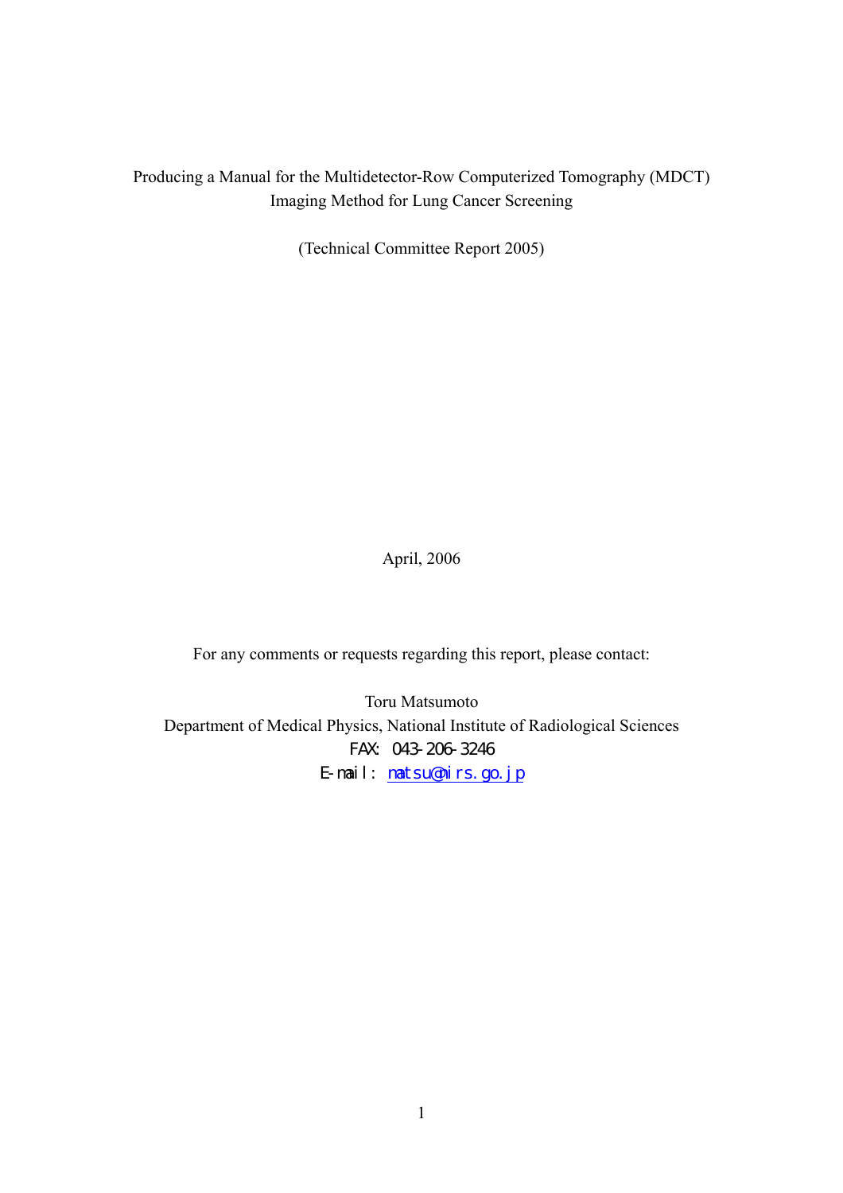# Producing a Manual for the Multidetector-Row Computerized Tomography (MDCT) Imaging Method for Lung Cancer Screening

(Technical Committee Report 2005)

April, 2006

For any comments or requests regarding this report, please contact:

Toru Matsumoto
Department of Medical Physics, National Institute of Radiological Sciences
FAX: 043-206-3246
E-mail: matsu@nirs.go.jp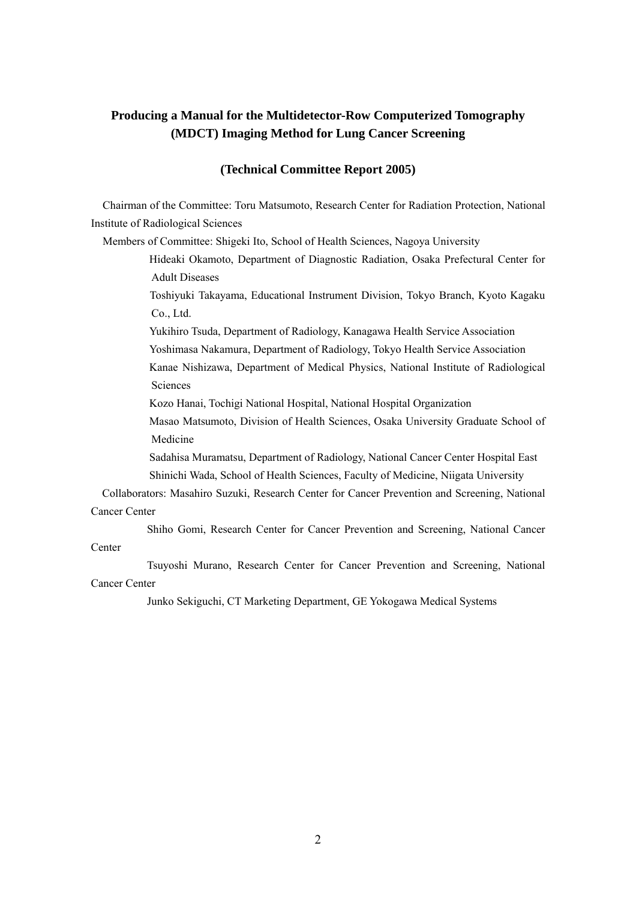# Producing a Manual for the Multidetector-Row Computerized Tomography (MDCT) Imaging Method for Lung Cancer Screening

## (Technical Committee Report 2005)

Chairman of the Committee: Toru Matsumoto, Research Center for Radiation Protection, National Institute of Radiological Sciences

Members of Committee: Shigeki Ito, School of Health Sciences, Nagoya University

Hideaki Okamoto, Department of Diagnostic Radiation, Osaka Prefectural Center for Adult Diseases

Toshiyuki Takayama, Educational Instrument Division, Tokyo Branch, Kyoto Kagaku Co., Ltd.

Yukihiro Tsuda, Department of Radiology, Kanagawa Health Service Association

Yoshimasa Nakamura, Department of Radiology, Tokyo Health Service Association

Kanae Nishizawa, Department of Medical Physics, National Institute of Radiological Sciences

Kozo Hanai, Tochigi National Hospital, National Hospital Organization

Masao Matsumoto, Division of Health Sciences, Osaka University Graduate School of Medicine

Sadahisa Muramatsu, Department of Radiology, National Cancer Center Hospital East

Shinichi Wada, School of Health Sciences, Faculty of Medicine, Niigata University

Collaborators: Masahiro Suzuki, Research Center for Cancer Prevention and Screening, National Cancer Center

Shiho Gomi, Research Center for Cancer Prevention and Screening, National Cancer Center

Tsuyoshi Murano, Research Center for Cancer Prevention and Screening, National Cancer Center

Junko Sekiguchi, CT Marketing Department, GE Yokogawa Medical Systems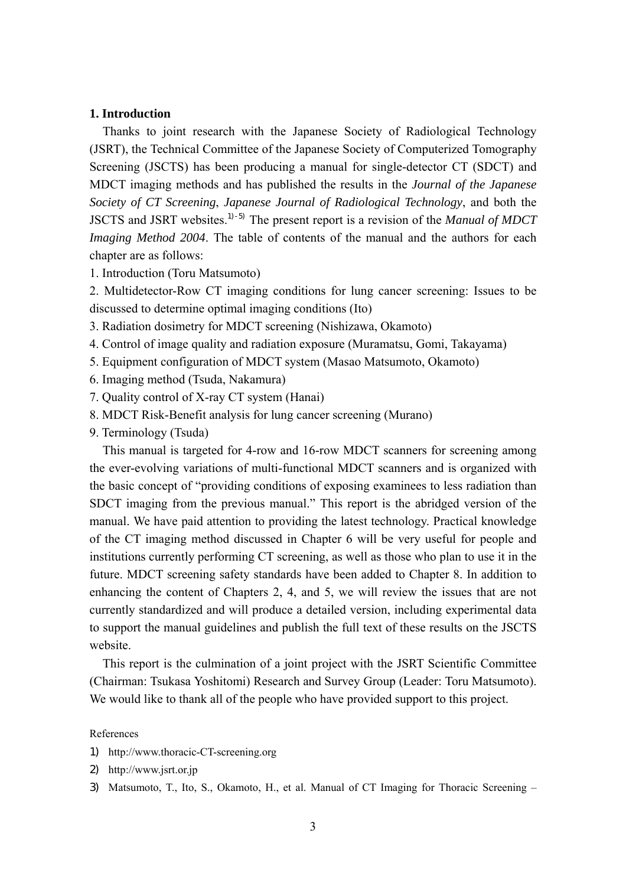## 1. Introduction

Thanks to joint research with the Japanese Society of Radiological Technology (JSRT), the Technical Committee of the Japanese Society of Computerized Tomography Screening (JSCTS) has been producing a manual for single-detector CT (SDCT) and MDCT imaging methods and has published the results in the *Journal of the Japanese Society of CT Screening*, *Japanese Journal of Radiological Technology*, and both the JSCTS and JSRT websites.[1)-5)] The present report is a revision of the *Manual of MDCT Imaging Method 2004*. The table of contents of the manual and the authors for each chapter are as follows:

1. Introduction (Toru Matsumoto)
2. Multidetector-Row CT imaging conditions for lung cancer screening: Issues to be discussed to determine optimal imaging conditions (Ito)
3. Radiation dosimetry for MDCT screening (Nishizawa, Okamoto)
4. Control of image quality and radiation exposure (Muramatsu, Gomi, Takayama)
5. Equipment configuration of MDCT system (Masao Matsumoto, Okamoto)
6. Imaging method (Tsuda, Nakamura)
7. Quality control of X-ray CT system (Hanai)
8. MDCT Risk-Benefit analysis for lung cancer screening (Murano)
9. Terminology (Tsuda)

This manual is targeted for 4-row and 16-row MDCT scanners for screening among the ever-evolving variations of multi-functional MDCT scanners and is organized with the basic concept of "providing conditions of exposing examinees to less radiation than SDCT imaging from the previous manual." This report is the abridged version of the manual. We have paid attention to providing the latest technology. Practical knowledge of the CT imaging method discussed in Chapter 6 will be very useful for people and institutions currently performing CT screening, as well as those who plan to use it in the future. MDCT screening safety standards have been added to Chapter 8. In addition to enhancing the content of Chapters 2, 4, and 5, we will review the issues that are not currently standardized and will produce a detailed version, including experimental data to support the manual guidelines and publish the full text of these results on the JSCTS website.

This report is the culmination of a joint project with the JSRT Scientific Committee (Chairman: Tsukasa Yoshitomi) Research and Survey Group (Leader: Toru Matsumoto). We would like to thank all of the people who have provided support to this project.

References

1) http://www.thoracic-CT-screening.org
2) http://www.jsrt.or.jp
3) Matsumoto, T., Ito, S., Okamoto, H., et al. Manual of CT Imaging for Thoracic Screening –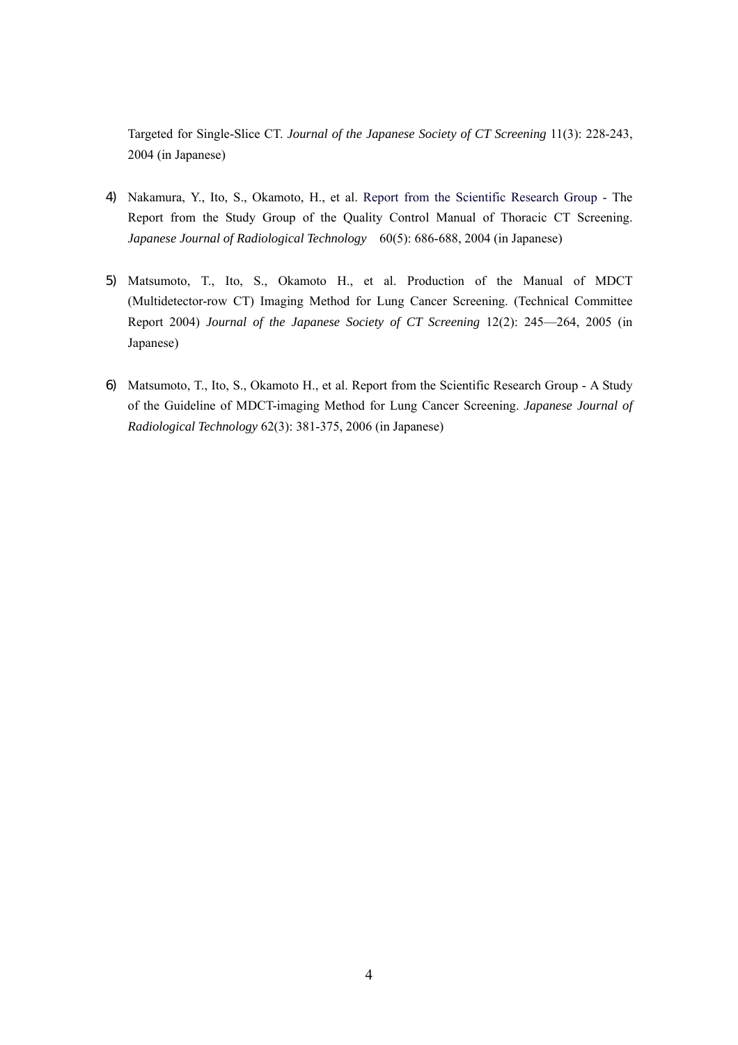Targeted for Single-Slice CT. *Journal of the Japanese Society of CT Screening* 11(3): 228-243, 2004 (in Japanese)

4) Nakamura, Y., Ito, S., Okamoto, H., et al. Report from the Scientific Research Group - The Report from the Study Group of the Quality Control Manual of Thoracic CT Screening. *Japanese Journal of Radiological Technology* 60(5): 686-688, 2004 (in Japanese)

5) Matsumoto, T., Ito, S., Okamoto H., et al. Production of the Manual of MDCT (Multidetector-row CT) Imaging Method for Lung Cancer Screening. (Technical Committee Report 2004) *Journal of the Japanese Society of CT Screening* 12(2): 245—264, 2005 (in Japanese)

6) Matsumoto, T., Ito, S., Okamoto H., et al. Report from the Scientific Research Group - A Study of the Guideline of MDCT-imaging Method for Lung Cancer Screening. *Japanese Journal of Radiological Technology* 62(3): 381-375, 2006 (in Japanese)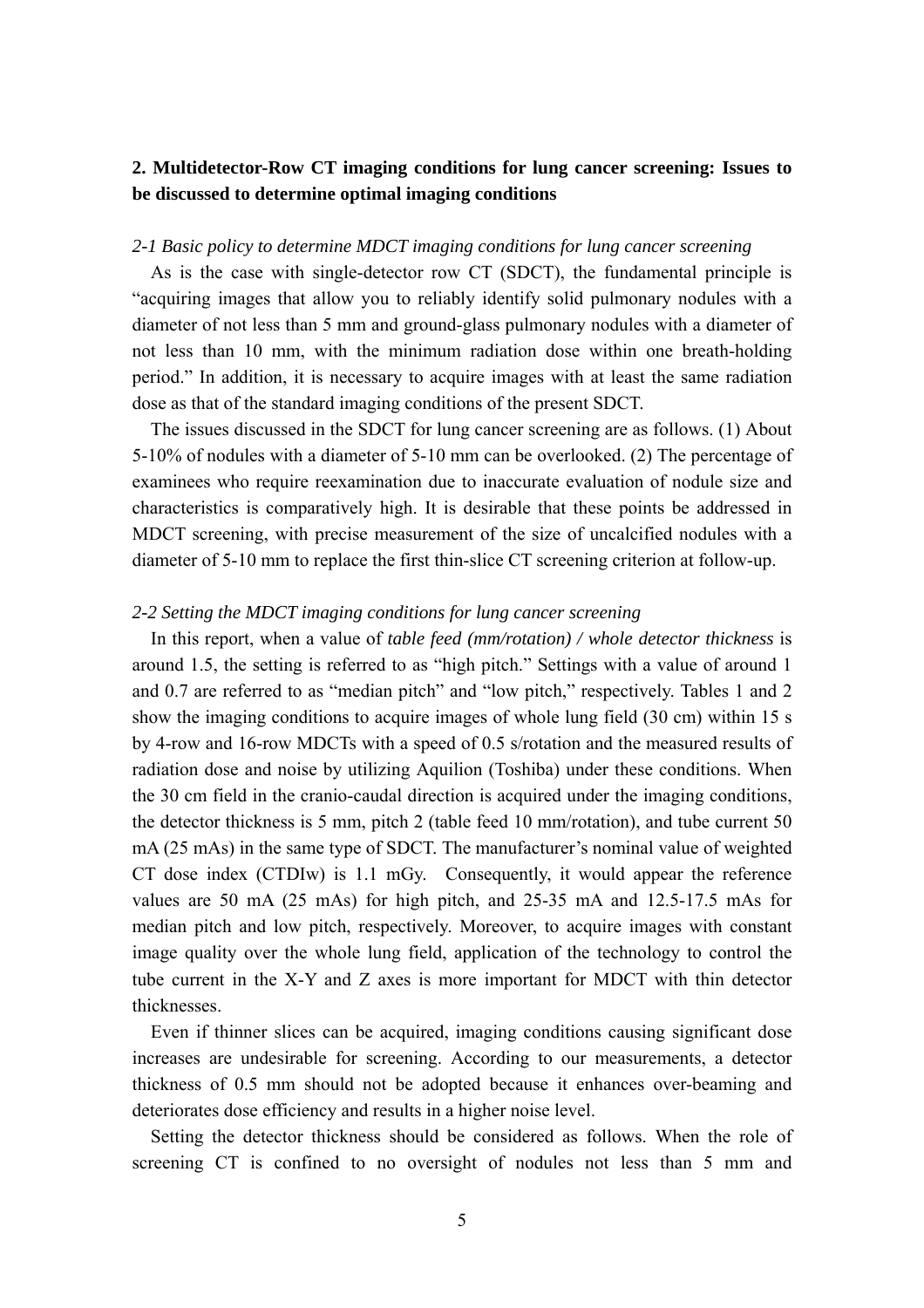## 2. Multidetector-Row CT imaging conditions for lung cancer screening: Issues to be discussed to determine optimal imaging conditions

*2-1 Basic policy to determine MDCT imaging conditions for lung cancer screening*

As is the case with single-detector row CT (SDCT), the fundamental principle is "acquiring images that allow you to reliably identify solid pulmonary nodules with a diameter of not less than 5 mm and ground-glass pulmonary nodules with a diameter of not less than 10 mm, with the minimum radiation dose within one breath-holding period." In addition, it is necessary to acquire images with at least the same radiation dose as that of the standard imaging conditions of the present SDCT.

The issues discussed in the SDCT for lung cancer screening are as follows. (1) About 5-10% of nodules with a diameter of 5-10 mm can be overlooked. (2) The percentage of examinees who require reexamination due to inaccurate evaluation of nodule size and characteristics is comparatively high. It is desirable that these points be addressed in MDCT screening, with precise measurement of the size of uncalcified nodules with a diameter of 5-10 mm to replace the first thin-slice CT screening criterion at follow-up.

*2-2 Setting the MDCT imaging conditions for lung cancer screening*

In this report, when a value of *table feed (mm/rotation) / whole detector thickness* is around 1.5, the setting is referred to as "high pitch." Settings with a value of around 1 and 0.7 are referred to as "median pitch" and "low pitch," respectively. Tables 1 and 2 show the imaging conditions to acquire images of whole lung field (30 cm) within 15 s by 4-row and 16-row MDCTs with a speed of 0.5 s/rotation and the measured results of radiation dose and noise by utilizing Aquilion (Toshiba) under these conditions. When the 30 cm field in the cranio-caudal direction is acquired under the imaging conditions, the detector thickness is 5 mm, pitch 2 (table feed 10 mm/rotation), and tube current 50 mA (25 mAs) in the same type of SDCT. The manufacturer's nominal value of weighted CT dose index (CTDIw) is 1.1 mGy. Consequently, it would appear the reference values are 50 mA (25 mAs) for high pitch, and 25-35 mA and 12.5-17.5 mAs for median pitch and low pitch, respectively. Moreover, to acquire images with constant image quality over the whole lung field, application of the technology to control the tube current in the X-Y and Z axes is more important for MDCT with thin detector thicknesses.

Even if thinner slices can be acquired, imaging conditions causing significant dose increases are undesirable for screening. According to our measurements, a detector thickness of 0.5 mm should not be adopted because it enhances over-beaming and deteriorates dose efficiency and results in a higher noise level.

Setting the detector thickness should be considered as follows. When the role of screening CT is confined to no oversight of nodules not less than 5 mm and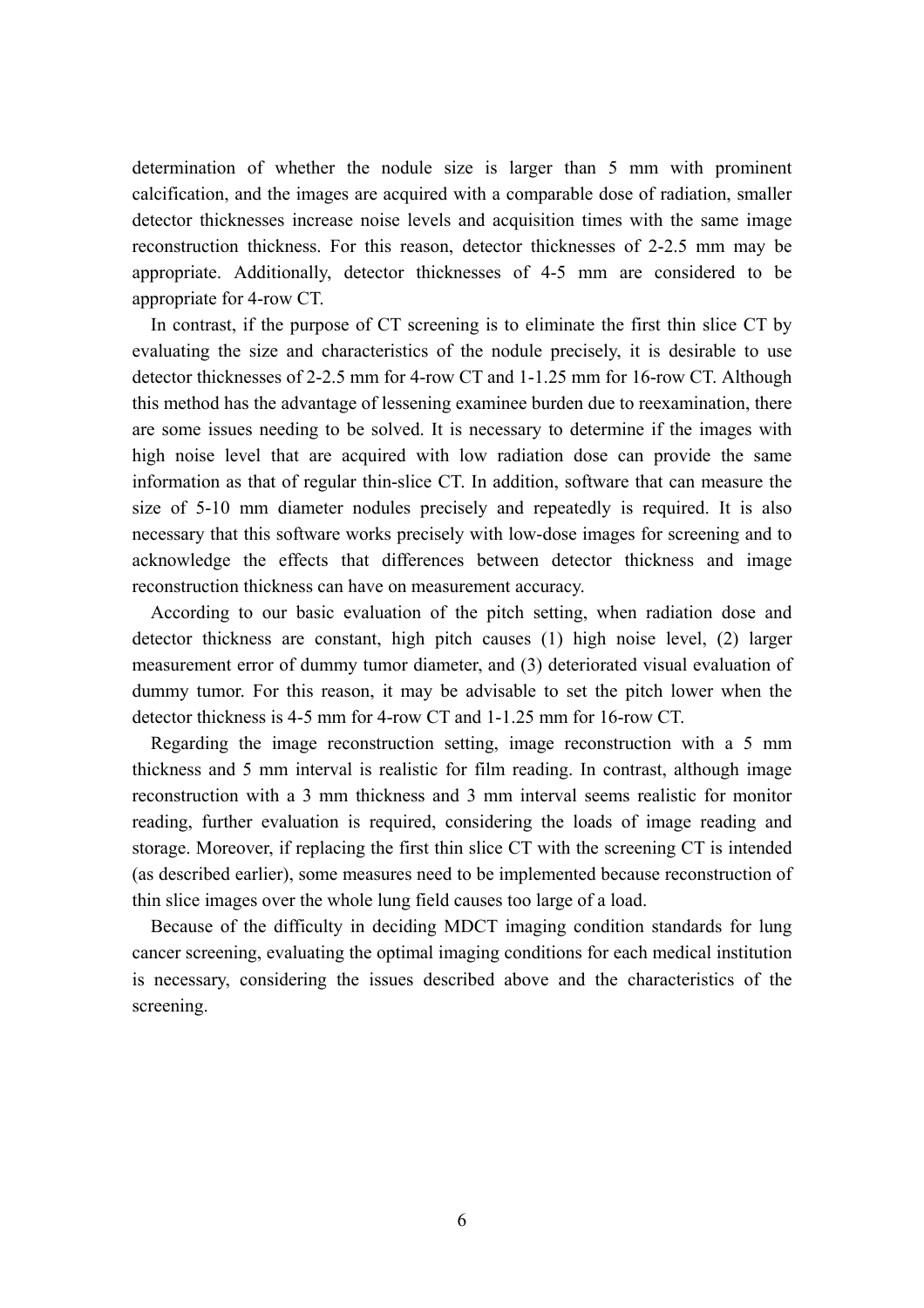determination of whether the nodule size is larger than 5 mm with prominent calcification, and the images are acquired with a comparable dose of radiation, smaller detector thicknesses increase noise levels and acquisition times with the same image reconstruction thickness. For this reason, detector thicknesses of 2-2.5 mm may be appropriate. Additionally, detector thicknesses of 4-5 mm are considered to be appropriate for 4-row CT.

In contrast, if the purpose of CT screening is to eliminate the first thin slice CT by evaluating the size and characteristics of the nodule precisely, it is desirable to use detector thicknesses of 2-2.5 mm for 4-row CT and 1-1.25 mm for 16-row CT. Although this method has the advantage of lessening examinee burden due to reexamination, there are some issues needing to be solved. It is necessary to determine if the images with high noise level that are acquired with low radiation dose can provide the same information as that of regular thin-slice CT. In addition, software that can measure the size of 5-10 mm diameter nodules precisely and repeatedly is required. It is also necessary that this software works precisely with low-dose images for screening and to acknowledge the effects that differences between detector thickness and image reconstruction thickness can have on measurement accuracy.

According to our basic evaluation of the pitch setting, when radiation dose and detector thickness are constant, high pitch causes (1) high noise level, (2) larger measurement error of dummy tumor diameter, and (3) deteriorated visual evaluation of dummy tumor. For this reason, it may be advisable to set the pitch lower when the detector thickness is 4-5 mm for 4-row CT and 1-1.25 mm for 16-row CT.

Regarding the image reconstruction setting, image reconstruction with a 5 mm thickness and 5 mm interval is realistic for film reading. In contrast, although image reconstruction with a 3 mm thickness and 3 mm interval seems realistic for monitor reading, further evaluation is required, considering the loads of image reading and storage. Moreover, if replacing the first thin slice CT with the screening CT is intended (as described earlier), some measures need to be implemented because reconstruction of thin slice images over the whole lung field causes too large of a load.

Because of the difficulty in deciding MDCT imaging condition standards for lung cancer screening, evaluating the optimal imaging conditions for each medical institution is necessary, considering the issues described above and the characteristics of the screening.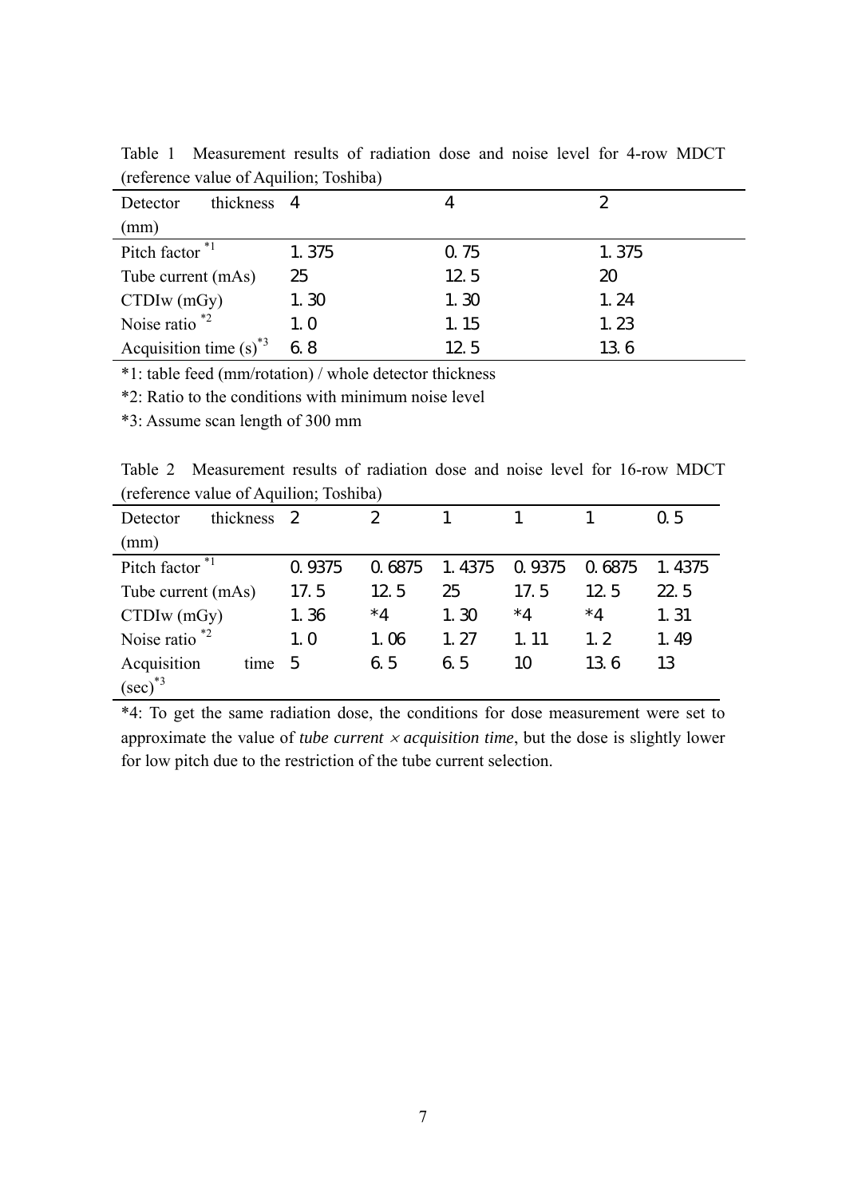Table 1 Measurement results of radiation dose and noise level for 4-row MDCT (reference value of Aquilion; Toshiba)

| Detector thickness (mm) | 4 | 4 | 2 |
|---|---|---|---|
| Pitch factor *1 | 1.375 | 0.75 | 1.375 |
| Tube current (mAs) | 25 | 12.5 | 20 |
| CTDIw (mGy) | 1.30 | 1.30 | 1.24 |
| Noise ratio *2 | 1.0 | 1.15 | 1.23 |
| Acquisition time (s) *3 | 6.8 | 12.5 | 13.6 |

*1: table feed (mm/rotation) / whole detector thickness

*2: Ratio to the conditions with minimum noise level

*3: Assume scan length of 300 mm

Table 2 Measurement results of radiation dose and noise level for 16-row MDCT (reference value of Aquilion; Toshiba)

| Detector thickness (mm) | 2 | 2 | 1 | 1 | 1 | 0.5 |
|---|---|---|---|---|---|---|
| Pitch factor *1 | 0.9375 | 0.6875 | 1.4375 | 0.9375 | 0.6875 | 1.4375 |
| Tube current (mAs) | 17.5 | 12.5 | 25 | 17.5 | 12.5 | 22.5 |
| CTDIw (mGy) | 1.36 | *4 | 1.30 | *4 | *4 | 1.31 |
| Noise ratio *2 | 1.0 | 1.06 | 1.27 | 1.11 | 1.2 | 1.49 |
| Acquisition time (sec) *3 | 5 | 6.5 | 6.5 | 10 | 13.6 | 13 |

*4: To get the same radiation dose, the conditions for dose measurement were set to approximate the value of *tube current* $\times$ *acquisition time*, but the dose is slightly lower for low pitch due to the restriction of the tube current selection.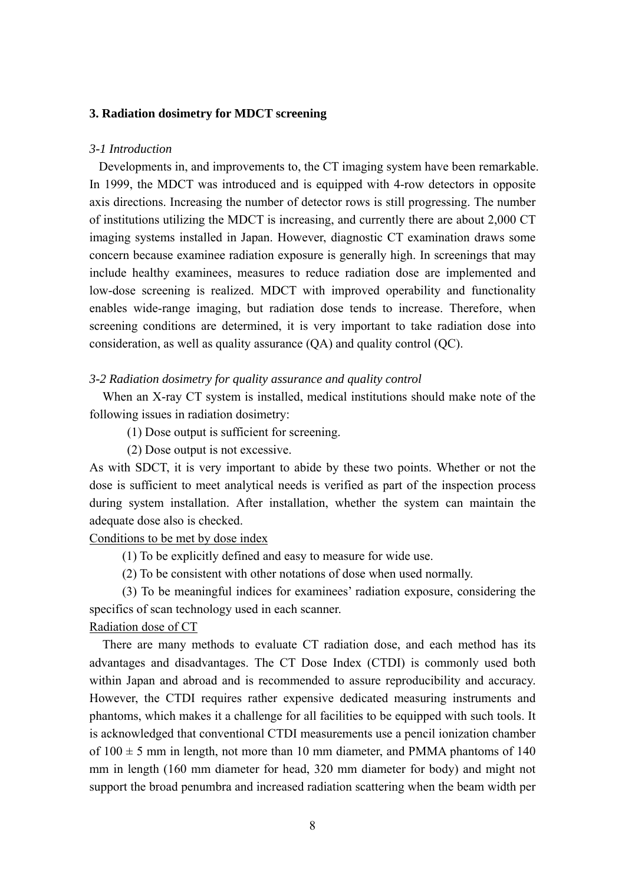## 3. Radiation dosimetry for MDCT screening

### *3-1 Introduction*

Developments in, and improvements to, the CT imaging system have been remarkable. In 1999, the MDCT was introduced and is equipped with 4-row detectors in opposite axis directions. Increasing the number of detector rows is still progressing. The number of institutions utilizing the MDCT is increasing, and currently there are about 2,000 CT imaging systems installed in Japan. However, diagnostic CT examination draws some concern because examinee radiation exposure is generally high. In screenings that may include healthy examinees, measures to reduce radiation dose are implemented and low-dose screening is realized. MDCT with improved operability and functionality enables wide-range imaging, but radiation dose tends to increase. Therefore, when screening conditions are determined, it is very important to take radiation dose into consideration, as well as quality assurance (QA) and quality control (QC).

### *3-2 Radiation dosimetry for quality assurance and quality control*

When an X-ray CT system is installed, medical institutions should make note of the following issues in radiation dosimetry:

(1) Dose output is sufficient for screening.

(2) Dose output is not excessive.

As with SDCT, it is very important to abide by these two points. Whether or not the dose is sufficient to meet analytical needs is verified as part of the inspection process during system installation. After installation, whether the system can maintain the adequate dose also is checked.

<u>Conditions to be met by dose index</u>

(1) To be explicitly defined and easy to measure for wide use.

(2) To be consistent with other notations of dose when used normally.

(3) To be meaningful indices for examinees' radiation exposure, considering the specifics of scan technology used in each scanner.

<u>Radiation dose of CT</u>

There are many methods to evaluate CT radiation dose, and each method has its advantages and disadvantages. The CT Dose Index (CTDI) is commonly used both within Japan and abroad and is recommended to assure reproducibility and accuracy. However, the CTDI requires rather expensive dedicated measuring instruments and phantoms, which makes it a challenge for all facilities to be equipped with such tools. It is acknowledged that conventional CTDI measurements use a pencil ionization chamber of 100 ± 5 mm in length, not more than 10 mm diameter, and PMMA phantoms of 140 mm in length (160 mm diameter for head, 320 mm diameter for body) and might not support the broad penumbra and increased radiation scattering when the beam width per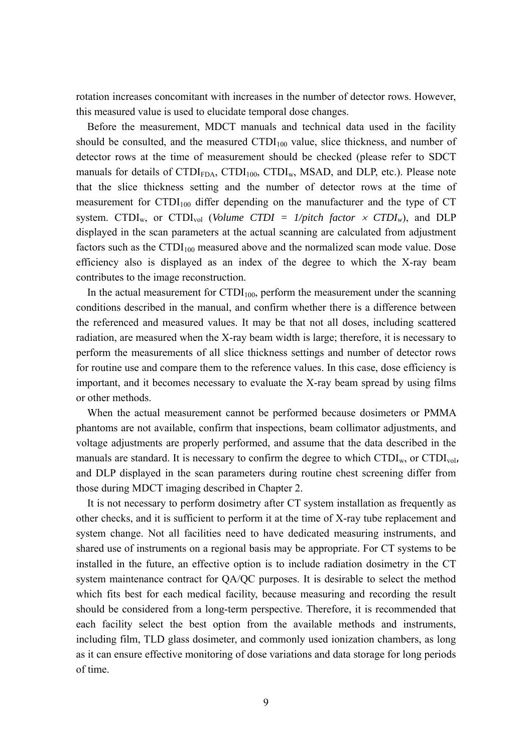rotation increases concomitant with increases in the number of detector rows. However, this measured value is used to elucidate temporal dose changes.

Before the measurement, MDCT manuals and technical data used in the facility should be consulted, and the measured $CTDI_{100}$ value, slice thickness, and number of detector rows at the time of measurement should be checked (please refer to SDCT manuals for details of $CTDI_{FDA}$, $CTDI_{100}$, $CTDI_{w}$, MSAD, and DLP, etc.). Please note that the slice thickness setting and the number of detector rows at the time of measurement for $CTDI_{100}$ differ depending on the manufacturer and the type of CT system. $CTDI_{w}$, or $CTDI_{vol}$ (*Volume CTDI = 1/pitch factor* $\times$ *$CTDI_{w}$*), and DLP displayed in the scan parameters at the actual scanning are calculated from adjustment factors such as the $CTDI_{100}$ measured above and the normalized scan mode value. Dose efficiency also is displayed as an index of the degree to which the X-ray beam contributes to the image reconstruction.

In the actual measurement for $CTDI_{100}$, perform the measurement under the scanning conditions described in the manual, and confirm whether there is a difference between the referenced and measured values. It may be that not all doses, including scattered radiation, are measured when the X-ray beam width is large; therefore, it is necessary to perform the measurements of all slice thickness settings and number of detector rows for routine use and compare them to the reference values. In this case, dose efficiency is important, and it becomes necessary to evaluate the X-ray beam spread by using films or other methods.

When the actual measurement cannot be performed because dosimeters or PMMA phantoms are not available, confirm that inspections, beam collimator adjustments, and voltage adjustments are properly performed, and assume that the data described in the manuals are standard. It is necessary to confirm the degree to which $CTDI_{w}$, or $CTDI_{vol}$, and DLP displayed in the scan parameters during routine chest screening differ from those during MDCT imaging described in Chapter 2.

It is not necessary to perform dosimetry after CT system installation as frequently as other checks, and it is sufficient to perform it at the time of X-ray tube replacement and system change. Not all facilities need to have dedicated measuring instruments, and shared use of instruments on a regional basis may be appropriate. For CT systems to be installed in the future, an effective option is to include radiation dosimetry in the CT system maintenance contract for QA/QC purposes. It is desirable to select the method which fits best for each medical facility, because measuring and recording the result should be considered from a long-term perspective. Therefore, it is recommended that each facility select the best option from the available methods and instruments, including film, TLD glass dosimeter, and commonly used ionization chambers, as long as it can ensure effective monitoring of dose variations and data storage for long periods of time.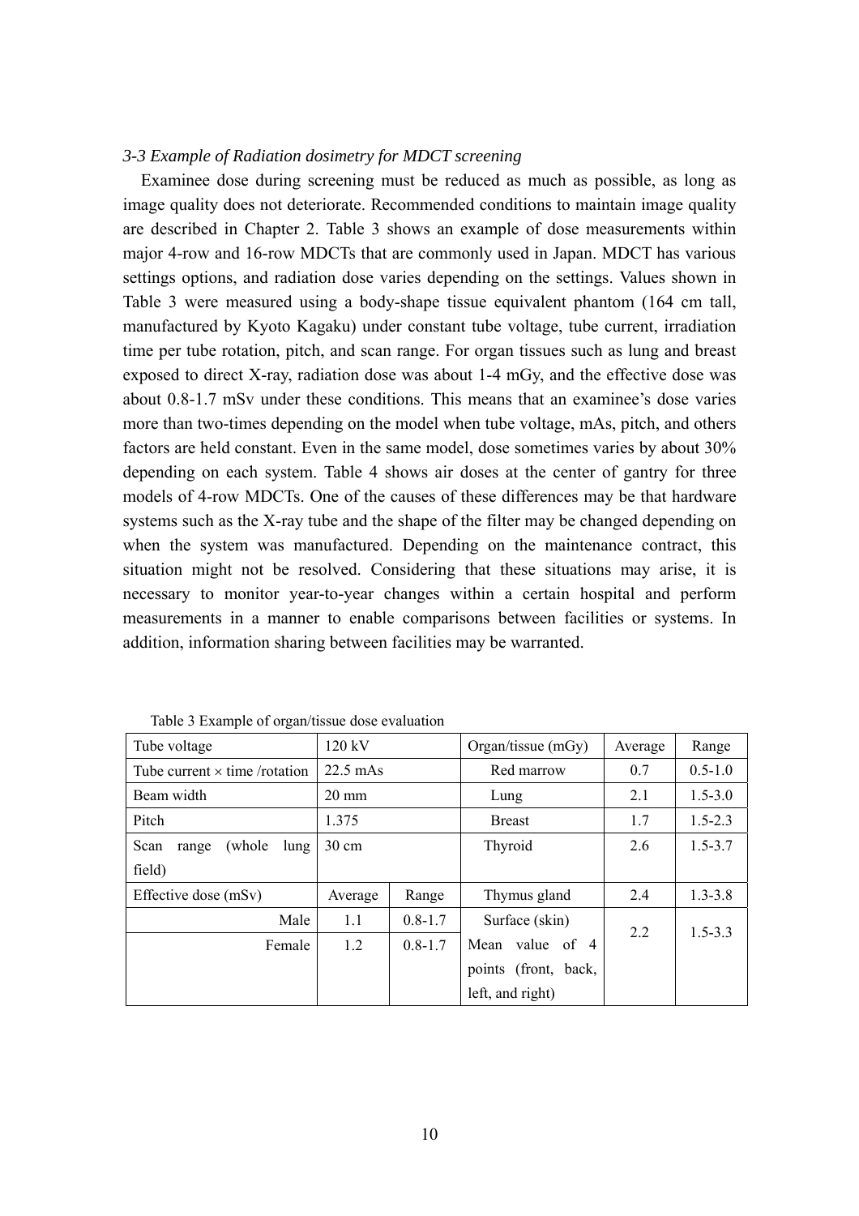*3-3 Example of Radiation dosimetry for MDCT screening*

Examinee dose during screening must be reduced as much as possible, as long as image quality does not deteriorate. Recommended conditions to maintain image quality are described in Chapter 2. Table 3 shows an example of dose measurements within major 4-row and 16-row MDCTs that are commonly used in Japan. MDCT has various settings options, and radiation dose varies depending on the settings. Values shown in Table 3 were measured using a body-shape tissue equivalent phantom (164 cm tall, manufactured by Kyoto Kagaku) under constant tube voltage, tube current, irradiation time per tube rotation, pitch, and scan range. For organ tissues such as lung and breast exposed to direct X-ray, radiation dose was about 1-4 mGy, and the effective dose was about 0.8-1.7 mSv under these conditions. This means that an examinee's dose varies more than two-times depending on the model when tube voltage, mAs, pitch, and others factors are held constant. Even in the same model, dose sometimes varies by about 30% depending on each system. Table 4 shows air doses at the center of gantry for three models of 4-row MDCTs. One of the causes of these differences may be that hardware systems such as the X-ray tube and the shape of the filter may be changed depending on when the system was manufactured. Depending on the maintenance contract, this situation might not be resolved. Considering that these situations may arise, it is necessary to monitor year-to-year changes within a certain hospital and perform measurements in a manner to enable comparisons between facilities or systems. In addition, information sharing between facilities may be warranted.

Table 3 Example of organ/tissue dose evaluation

| Tube voltage | 120 kV | | Organ/tissue (mGy) | Average | Range |
|---|---|---|---|---|---|
| Tube current × time /rotation | 22.5 mAs | | Red marrow | 0.7 | 0.5-1.0 |
| Beam width | 20 mm | | Lung | 2.1 | 1.5-3.0 |
| Pitch | 1.375 | | Breast | 1.7 | 1.5-2.3 |
| Scan range (whole lung field) | 30 cm | | Thyroid | 2.6 | 1.5-3.7 |
| Effective dose (mSv) | Average | Range | Thymus gland | 2.4 | 1.3-3.8 |
| Male | 1.1 | 0.8-1.7 | Surface (skin) Mean value of 4 points (front, back, left, and right) | 2.2 | 1.5-3.3 |
| Female | 1.2 | 0.8-1.7 | | | |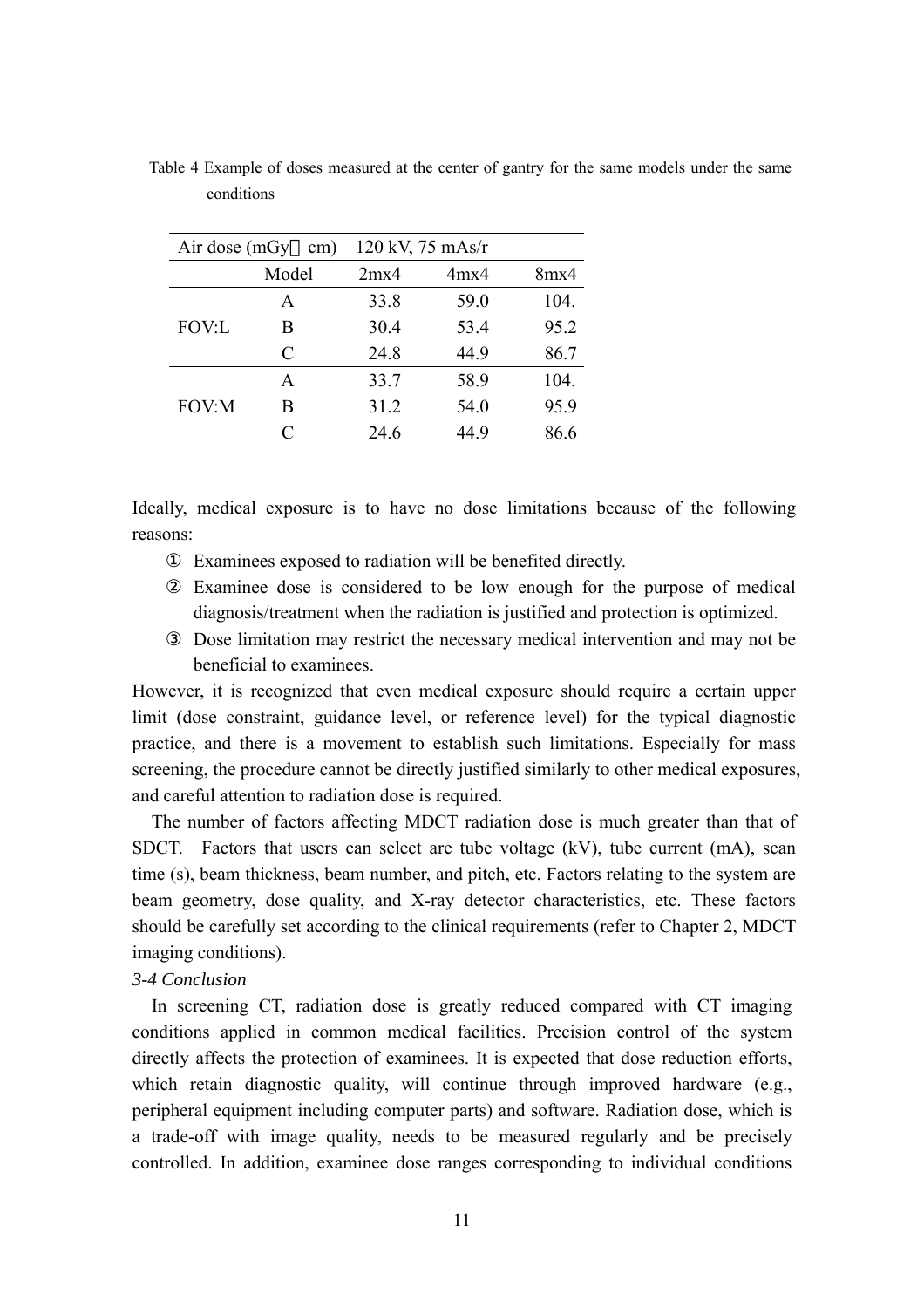Table 4 Example of doses measured at the center of gantry for the same models under the same conditions

| Air dose (mGy・cm) | | 120 kV, 75 mAs/r | | |
|---|---|---|---|---|
| | Model | 2mx4 | 4mx4 | 8mx4 |
| FOV:L | A | 33.8 | 59.0 | 104. |
| | B | 30.4 | 53.4 | 95.2 |
| | C | 24.8 | 44.9 | 86.7 |
| FOV:M | A | 33.7 | 58.9 | 104. |
| | B | 31.2 | 54.0 | 95.9 |
| | C | 24.6 | 44.9 | 86.6 |

Ideally, medical exposure is to have no dose limitations because of the following reasons:

① Examinees exposed to radiation will be benefited directly.

② Examinee dose is considered to be low enough for the purpose of medical diagnosis/treatment when the radiation is justified and protection is optimized.

③ Dose limitation may restrict the necessary medical intervention and may not be beneficial to examinees.

However, it is recognized that even medical exposure should require a certain upper limit (dose constraint, guidance level, or reference level) for the typical diagnostic practice, and there is a movement to establish such limitations. Especially for mass screening, the procedure cannot be directly justified similarly to other medical exposures, and careful attention to radiation dose is required.

The number of factors affecting MDCT radiation dose is much greater than that of SDCT. Factors that users can select are tube voltage (kV), tube current (mA), scan time (s), beam thickness, beam number, and pitch, etc. Factors relating to the system are beam geometry, dose quality, and X-ray detector characteristics, etc. These factors should be carefully set according to the clinical requirements (refer to Chapter 2, MDCT imaging conditions).

*3-4 Conclusion*

In screening CT, radiation dose is greatly reduced compared with CT imaging conditions applied in common medical facilities. Precision control of the system directly affects the protection of examinees. It is expected that dose reduction efforts, which retain diagnostic quality, will continue through improved hardware (e.g., peripheral equipment including computer parts) and software. Radiation dose, which is a trade-off with image quality, needs to be measured regularly and be precisely controlled. In addition, examinee dose ranges corresponding to individual conditions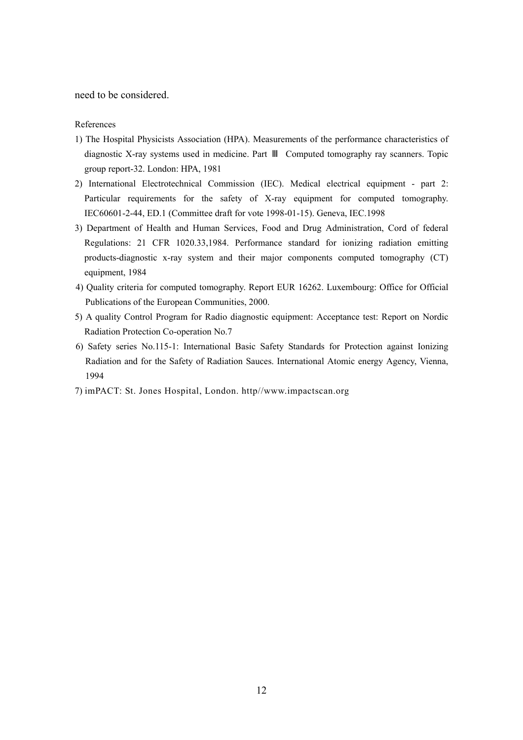need to be considered.

References

1) The Hospital Physicists Association (HPA). Measurements of the performance characteristics of diagnostic X-ray systems used in medicine. Part Ⅲ Computed tomography ray scanners. Topic group report-32. London: HPA, 1981
2) International Electrotechnical Commission (IEC). Medical electrical equipment - part 2: Particular requirements for the safety of X-ray equipment for computed tomography. IEC60601-2-44, ED.1 (Committee draft for vote 1998-01-15). Geneva, IEC.1998
3) Department of Health and Human Services, Food and Drug Administration, Cord of federal Regulations: 21 CFR 1020.33,1984. Performance standard for ionizing radiation emitting products-diagnostic x-ray system and their major components computed tomography (CT) equipment, 1984
4) Quality criteria for computed tomography. Report EUR 16262. Luxembourg: Office for Official Publications of the European Communities, 2000.
5) A quality Control Program for Radio diagnostic equipment: Acceptance test: Report on Nordic Radiation Protection Co-operation No.7
6) Safety series No.115-1: International Basic Safety Standards for Protection against Ionizing Radiation and for the Safety of Radiation Sauces. International Atomic energy Agency, Vienna, 1994
7) imPACT: St. Jones Hospital, London. http//www.impactscan.org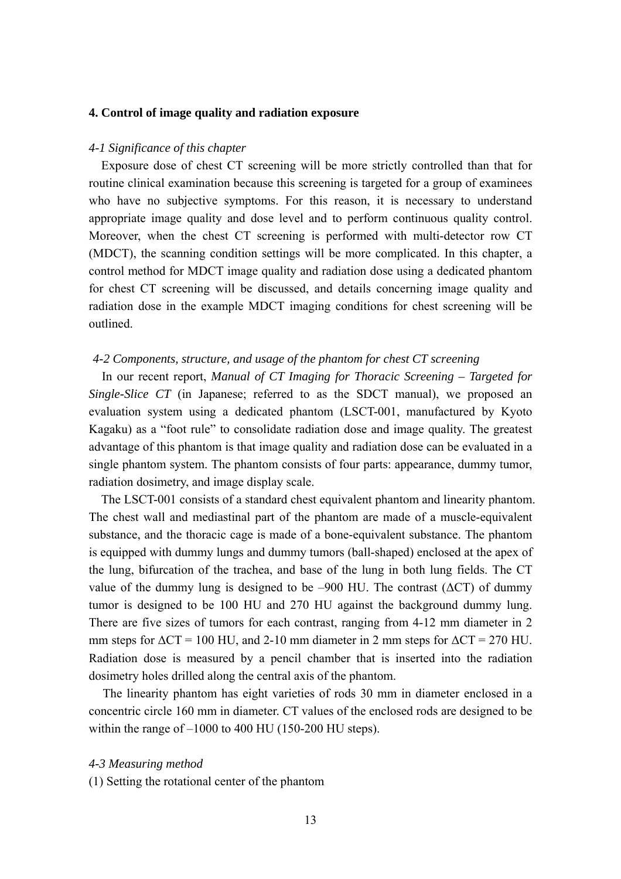## 4. Control of image quality and radiation exposure

### *4-1 Significance of this chapter*

Exposure dose of chest CT screening will be more strictly controlled than that for routine clinical examination because this screening is targeted for a group of examinees who have no subjective symptoms. For this reason, it is necessary to understand appropriate image quality and dose level and to perform continuous quality control. Moreover, when the chest CT screening is performed with multi-detector row CT (MDCT), the scanning condition settings will be more complicated. In this chapter, a control method for MDCT image quality and radiation dose using a dedicated phantom for chest CT screening will be discussed, and details concerning image quality and radiation dose in the example MDCT imaging conditions for chest screening will be outlined.

### *4-2 Components, structure, and usage of the phantom for chest CT screening*

In our recent report, *Manual of CT Imaging for Thoracic Screening – Targeted for Single-Slice CT* (in Japanese; referred to as the SDCT manual), we proposed an evaluation system using a dedicated phantom (LSCT-001, manufactured by Kyoto Kagaku) as a “foot rule” to consolidate radiation dose and image quality. The greatest advantage of this phantom is that image quality and radiation dose can be evaluated in a single phantom system. The phantom consists of four parts: appearance, dummy tumor, radiation dosimetry, and image display scale.

The LSCT-001 consists of a standard chest equivalent phantom and linearity phantom. The chest wall and mediastinal part of the phantom are made of a muscle-equivalent substance, and the thoracic cage is made of a bone-equivalent substance. The phantom is equipped with dummy lungs and dummy tumors (ball-shaped) enclosed at the apex of the lung, bifurcation of the trachea, and base of the lung in both lung fields. The CT value of the dummy lung is designed to be –900 HU. The contrast ($\Delta$CT) of dummy tumor is designed to be 100 HU and 270 HU against the background dummy lung. There are five sizes of tumors for each contrast, ranging from 4-12 mm diameter in 2 mm steps for $\Delta$CT = 100 HU, and 2-10 mm diameter in 2 mm steps for $\Delta$CT = 270 HU. Radiation dose is measured by a pencil chamber that is inserted into the radiation dosimetry holes drilled along the central axis of the phantom.

The linearity phantom has eight varieties of rods 30 mm in diameter enclosed in a concentric circle 160 mm in diameter. CT values of the enclosed rods are designed to be within the range of –1000 to 400 HU (150-200 HU steps).

### *4-3 Measuring method*

(1) Setting the rotational center of the phantom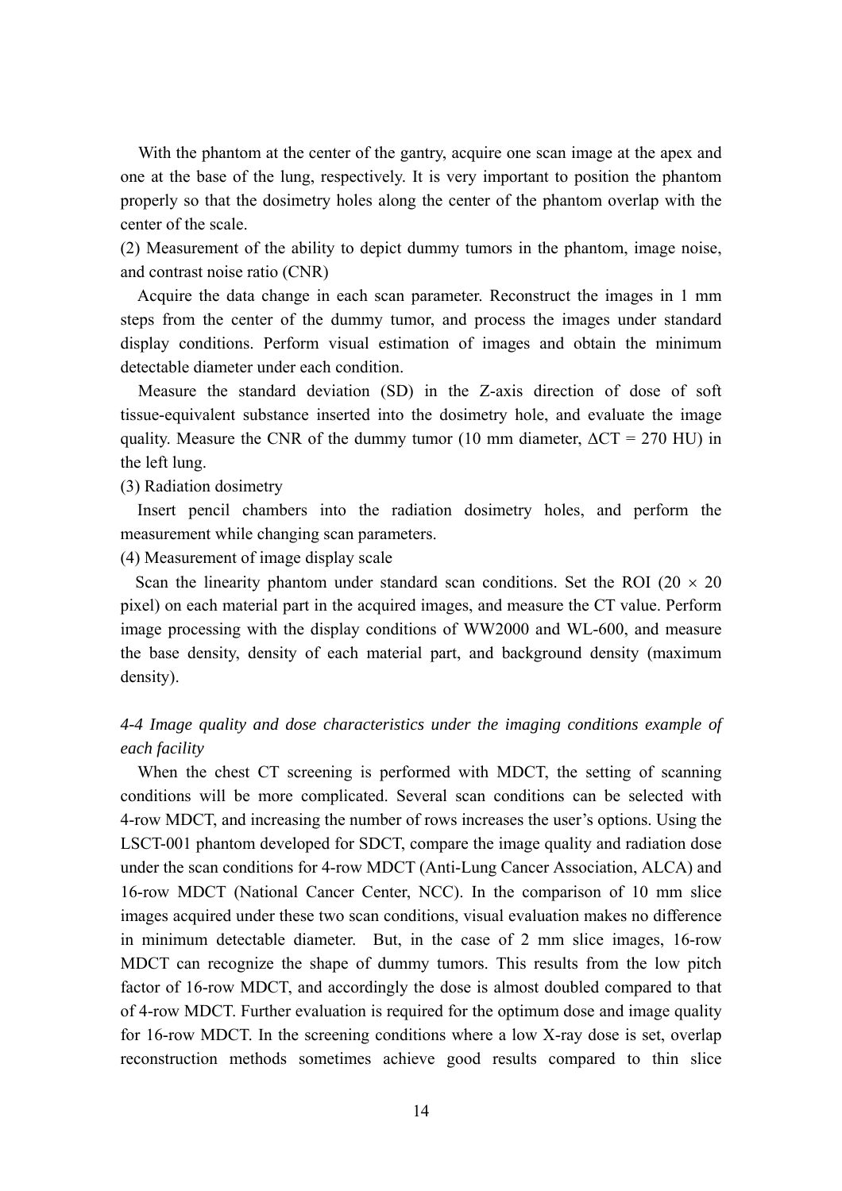With the phantom at the center of the gantry, acquire one scan image at the apex and one at the base of the lung, respectively. It is very important to position the phantom properly so that the dosimetry holes along the center of the phantom overlap with the center of the scale.

(2) Measurement of the ability to depict dummy tumors in the phantom, image noise, and contrast noise ratio (CNR)

Acquire the data change in each scan parameter. Reconstruct the images in 1 mm steps from the center of the dummy tumor, and process the images under standard display conditions. Perform visual estimation of images and obtain the minimum detectable diameter under each condition.

Measure the standard deviation (SD) in the Z-axis direction of dose of soft tissue-equivalent substance inserted into the dosimetry hole, and evaluate the image quality. Measure the CNR of the dummy tumor (10 mm diameter, $\Delta CT = 270$ HU) in the left lung.

(3) Radiation dosimetry

Insert pencil chambers into the radiation dosimetry holes, and perform the measurement while changing scan parameters.

(4) Measurement of image display scale

Scan the linearity phantom under standard scan conditions. Set the ROI ($20 \times 20$ pixel) on each material part in the acquired images, and measure the CT value. Perform image processing with the display conditions of WW2000 and WL-600, and measure the base density, density of each material part, and background density (maximum density).

*4-4 Image quality and dose characteristics under the imaging conditions example of each facility*

When the chest CT screening is performed with MDCT, the setting of scanning conditions will be more complicated. Several scan conditions can be selected with 4-row MDCT, and increasing the number of rows increases the user's options. Using the LSCT-001 phantom developed for SDCT, compare the image quality and radiation dose under the scan conditions for 4-row MDCT (Anti-Lung Cancer Association, ALCA) and 16-row MDCT (National Cancer Center, NCC). In the comparison of 10 mm slice images acquired under these two scan conditions, visual evaluation makes no difference in minimum detectable diameter. But, in the case of 2 mm slice images, 16-row MDCT can recognize the shape of dummy tumors. This results from the low pitch factor of 16-row MDCT, and accordingly the dose is almost doubled compared to that of 4-row MDCT. Further evaluation is required for the optimum dose and image quality for 16-row MDCT. In the screening conditions where a low X-ray dose is set, overlap reconstruction methods sometimes achieve good results compared to thin slice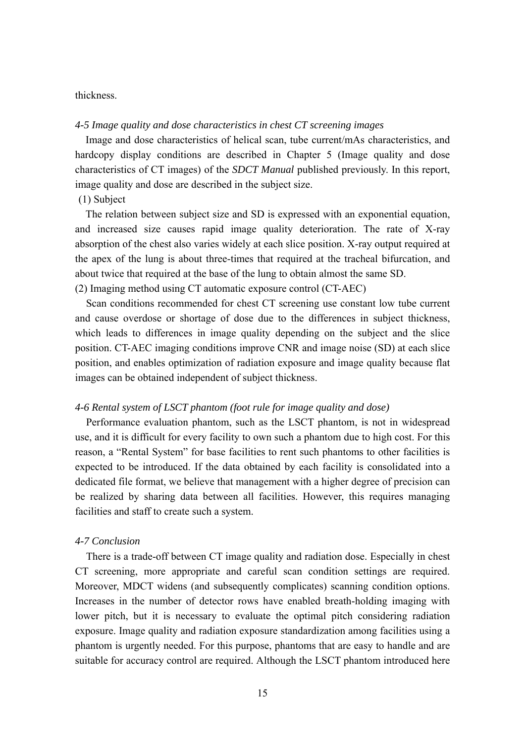thickness.

*4-5 Image quality and dose characteristics in chest CT screening images*

Image and dose characteristics of helical scan, tube current/mAs characteristics, and hardcopy display conditions are described in Chapter 5 (Image quality and dose characteristics of CT images) of the *SDCT Manual* published previously. In this report, image quality and dose are described in the subject size.

(1) Subject

The relation between subject size and SD is expressed with an exponential equation, and increased size causes rapid image quality deterioration. The rate of X-ray absorption of the chest also varies widely at each slice position. X-ray output required at the apex of the lung is about three-times that required at the tracheal bifurcation, and about twice that required at the base of the lung to obtain almost the same SD.

(2) Imaging method using CT automatic exposure control (CT-AEC)

Scan conditions recommended for chest CT screening use constant low tube current and cause overdose or shortage of dose due to the differences in subject thickness, which leads to differences in image quality depending on the subject and the slice position. CT-AEC imaging conditions improve CNR and image noise (SD) at each slice position, and enables optimization of radiation exposure and image quality because flat images can be obtained independent of subject thickness.

*4-6 Rental system of LSCT phantom (foot rule for image quality and dose)*

Performance evaluation phantom, such as the LSCT phantom, is not in widespread use, and it is difficult for every facility to own such a phantom due to high cost. For this reason, a “Rental System” for base facilities to rent such phantoms to other facilities is expected to be introduced. If the data obtained by each facility is consolidated into a dedicated file format, we believe that management with a higher degree of precision can be realized by sharing data between all facilities. However, this requires managing facilities and staff to create such a system.

*4-7 Conclusion*

There is a trade-off between CT image quality and radiation dose. Especially in chest CT screening, more appropriate and careful scan condition settings are required. Moreover, MDCT widens (and subsequently complicates) scanning condition options. Increases in the number of detector rows have enabled breath-holding imaging with lower pitch, but it is necessary to evaluate the optimal pitch considering radiation exposure. Image quality and radiation exposure standardization among facilities using a phantom is urgently needed. For this purpose, phantoms that are easy to handle and are suitable for accuracy control are required. Although the LSCT phantom introduced here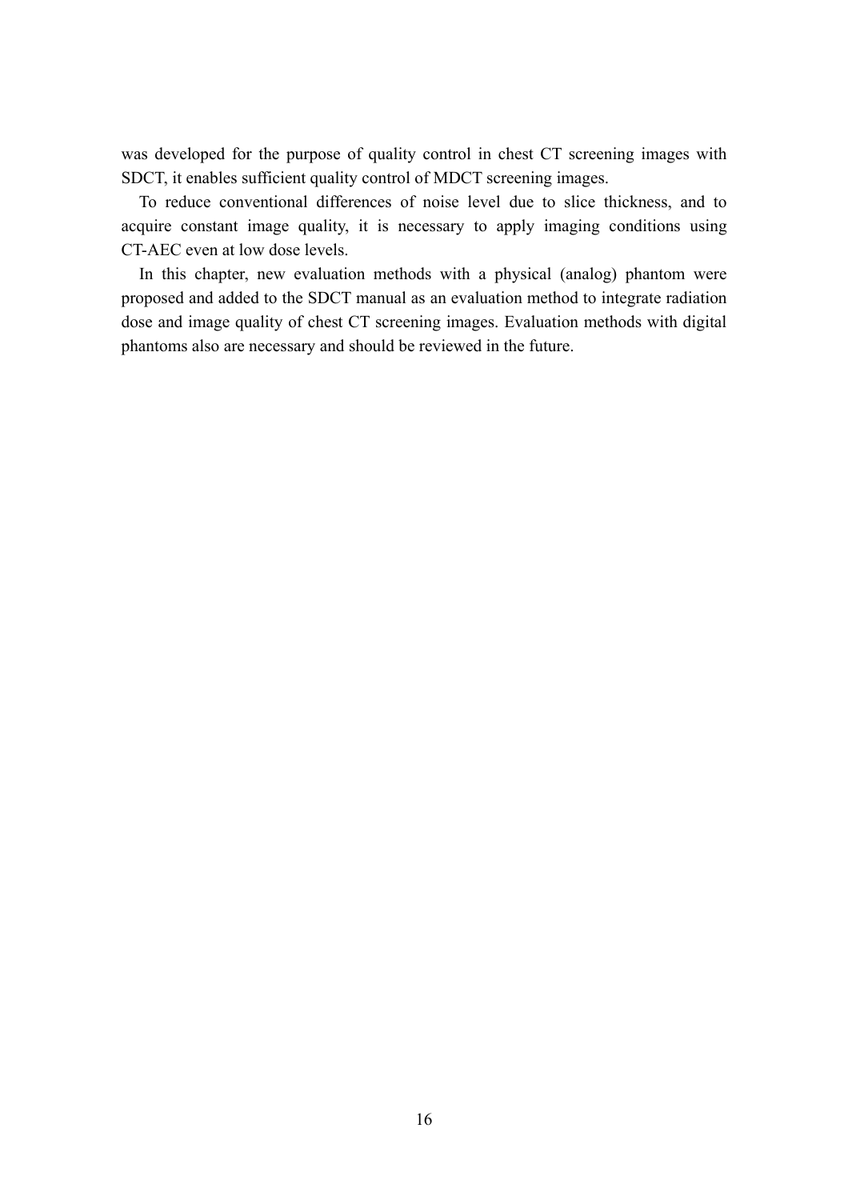was developed for the purpose of quality control in chest CT screening images with SDCT, it enables sufficient quality control of MDCT screening images.

To reduce conventional differences of noise level due to slice thickness, and to acquire constant image quality, it is necessary to apply imaging conditions using CT-AEC even at low dose levels.

In this chapter, new evaluation methods with a physical (analog) phantom were proposed and added to the SDCT manual as an evaluation method to integrate radiation dose and image quality of chest CT screening images. Evaluation methods with digital phantoms also are necessary and should be reviewed in the future.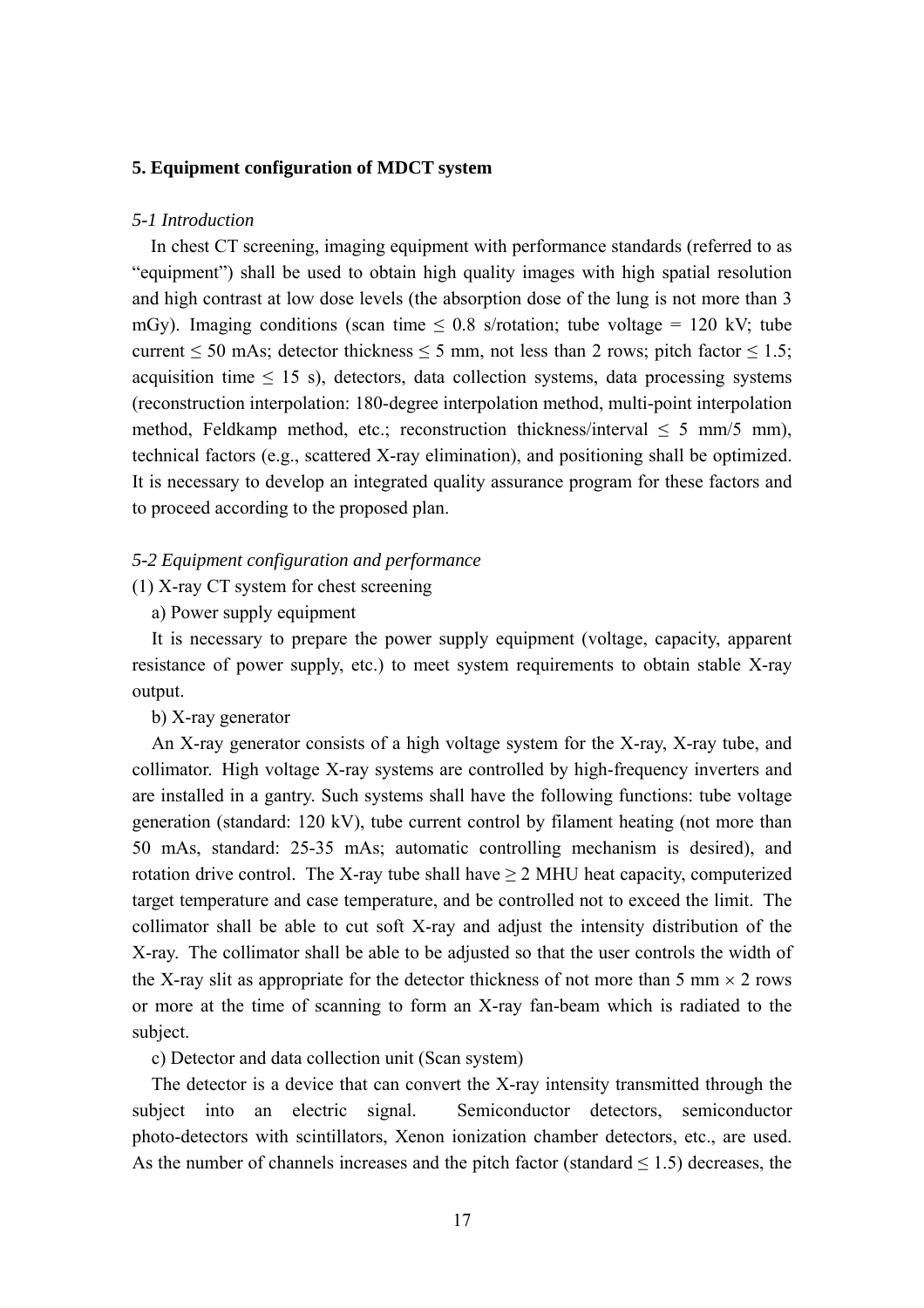## 5. Equipment configuration of MDCT system

### *5-1 Introduction*

In chest CT screening, imaging equipment with performance standards (referred to as "equipment") shall be used to obtain high quality images with high spatial resolution and high contrast at low dose levels (the absorption dose of the lung is not more than 3 mGy). Imaging conditions (scan time $\leq$ 0.8 s/rotation; tube voltage = 120 kV; tube current $\leq$ 50 mAs; detector thickness $\leq$ 5 mm, not less than 2 rows; pitch factor $\leq$ 1.5; acquisition time $\leq$ 15 s), detectors, data collection systems, data processing systems (reconstruction interpolation: 180-degree interpolation method, multi-point interpolation method, Feldkamp method, etc.; reconstruction thickness/interval $\leq$ 5 mm/5 mm), technical factors (e.g., scattered X-ray elimination), and positioning shall be optimized. It is necessary to develop an integrated quality assurance program for these factors and to proceed according to the proposed plan.

### *5-2 Equipment configuration and performance*

(1) X-ray CT system for chest screening

a) Power supply equipment

It is necessary to prepare the power supply equipment (voltage, capacity, apparent resistance of power supply, etc.) to meet system requirements to obtain stable X-ray output.

b) X-ray generator

An X-ray generator consists of a high voltage system for the X-ray, X-ray tube, and collimator. High voltage X-ray systems are controlled by high-frequency inverters and are installed in a gantry. Such systems shall have the following functions: tube voltage generation (standard: 120 kV), tube current control by filament heating (not more than 50 mAs, standard: 25-35 mAs; automatic controlling mechanism is desired), and rotation drive control. The X-ray tube shall have $\geq$ 2 MHU heat capacity, computerized target temperature and case temperature, and be controlled not to exceed the limit. The collimator shall be able to cut soft X-ray and adjust the intensity distribution of the X-ray. The collimator shall be able to be adjusted so that the user controls the width of the X-ray slit as appropriate for the detector thickness of not more than 5 mm $\times$ 2 rows or more at the time of scanning to form an X-ray fan-beam which is radiated to the subject.

c) Detector and data collection unit (Scan system)

The detector is a device that can convert the X-ray intensity transmitted through the subject into an electric signal. Semiconductor detectors, semiconductor photo-detectors with scintillators, Xenon ionization chamber detectors, etc., are used. As the number of channels increases and the pitch factor (standard $\leq$ 1.5) decreases, the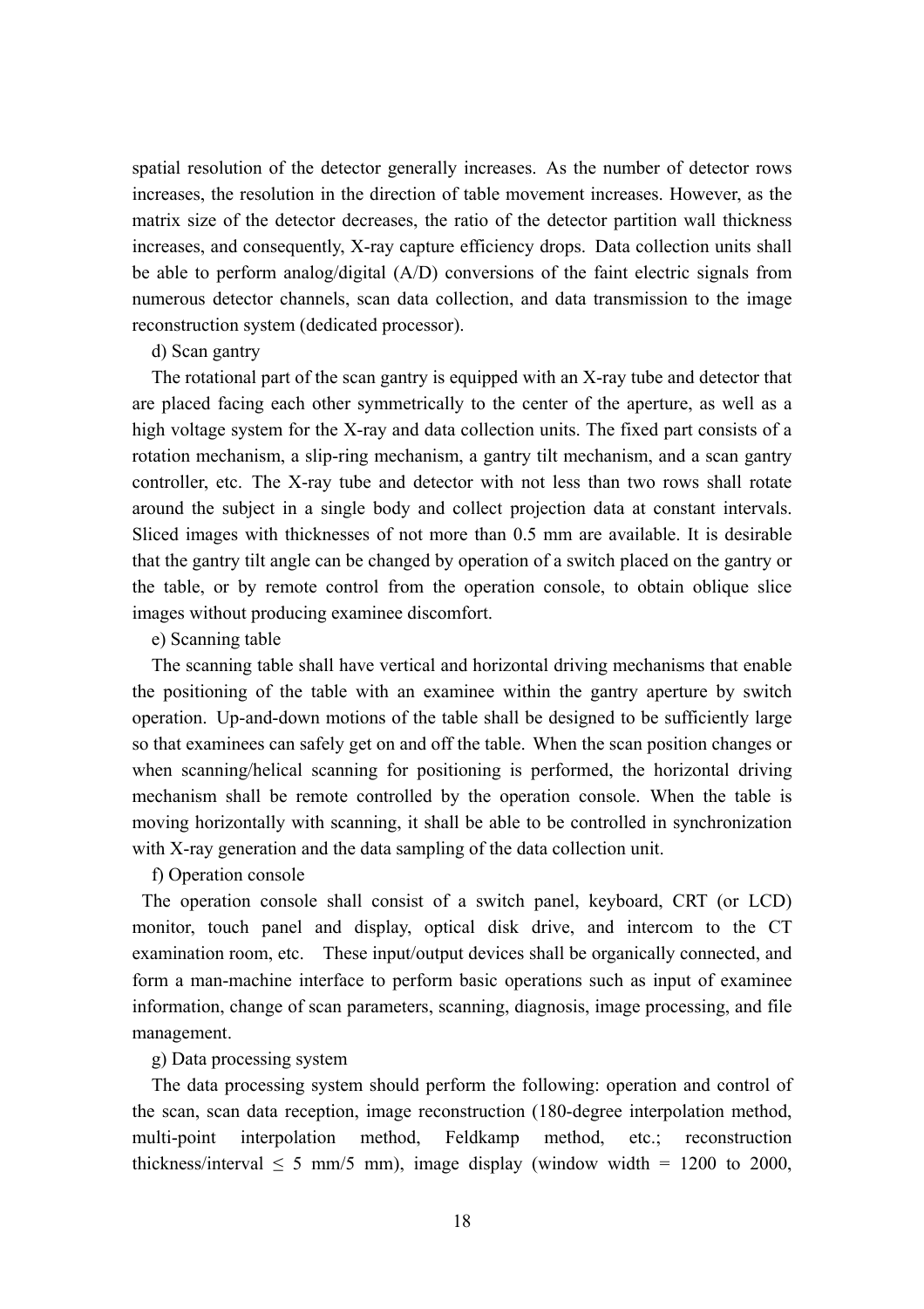spatial resolution of the detector generally increases. As the number of detector rows increases, the resolution in the direction of table movement increases. However, as the matrix size of the detector decreases, the ratio of the detector partition wall thickness increases, and consequently, X-ray capture efficiency drops. Data collection units shall be able to perform analog/digital (A/D) conversions of the faint electric signals from numerous detector channels, scan data collection, and data transmission to the image reconstruction system (dedicated processor).

d) Scan gantry

The rotational part of the scan gantry is equipped with an X-ray tube and detector that are placed facing each other symmetrically to the center of the aperture, as well as a high voltage system for the X-ray and data collection units. The fixed part consists of a rotation mechanism, a slip-ring mechanism, a gantry tilt mechanism, and a scan gantry controller, etc. The X-ray tube and detector with not less than two rows shall rotate around the subject in a single body and collect projection data at constant intervals. Sliced images with thicknesses of not more than 0.5 mm are available. It is desirable that the gantry tilt angle can be changed by operation of a switch placed on the gantry or the table, or by remote control from the operation console, to obtain oblique slice images without producing examinee discomfort.

e) Scanning table

The scanning table shall have vertical and horizontal driving mechanisms that enable the positioning of the table with an examinee within the gantry aperture by switch operation. Up-and-down motions of the table shall be designed to be sufficiently large so that examinees can safely get on and off the table. When the scan position changes or when scanning/helical scanning for positioning is performed, the horizontal driving mechanism shall be remote controlled by the operation console. When the table is moving horizontally with scanning, it shall be able to be controlled in synchronization with X-ray generation and the data sampling of the data collection unit.

f) Operation console

The operation console shall consist of a switch panel, keyboard, CRT (or LCD) monitor, touch panel and display, optical disk drive, and intercom to the CT examination room, etc. These input/output devices shall be organically connected, and form a man-machine interface to perform basic operations such as input of examinee information, change of scan parameters, scanning, diagnosis, image processing, and file management.

g) Data processing system

The data processing system should perform the following: operation and control of the scan, scan data reception, image reconstruction (180-degree interpolation method, multi-point interpolation method, Feldkamp method, etc.; reconstruction thickness/interval $\leq$ 5 mm/5 mm), image display (window width = 1200 to 2000,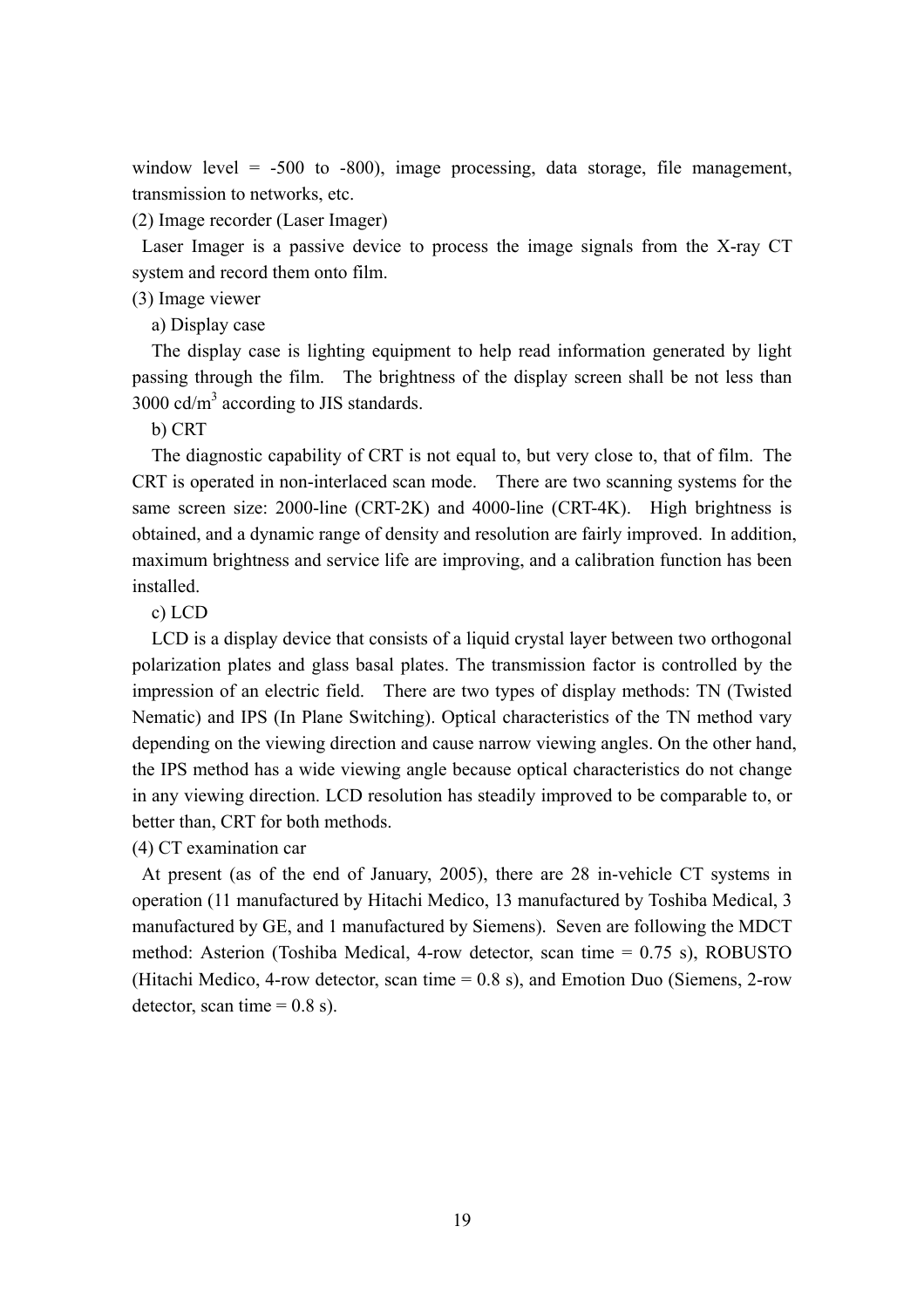window level = -500 to -800), image processing, data storage, file management, transmission to networks, etc.

(2) Image recorder (Laser Imager)

Laser Imager is a passive device to process the image signals from the X-ray CT system and record them onto film.

(3) Image viewer

a) Display case

The display case is lighting equipment to help read information generated by light passing through the film. The brightness of the display screen shall be not less than 3000 cd/$m^3$ according to JIS standards.

b) CRT

The diagnostic capability of CRT is not equal to, but very close to, that of film. The CRT is operated in non-interlaced scan mode. There are two scanning systems for the same screen size: 2000-line (CRT-2K) and 4000-line (CRT-4K). High brightness is obtained, and a dynamic range of density and resolution are fairly improved. In addition, maximum brightness and service life are improving, and a calibration function has been installed.

c) LCD

LCD is a display device that consists of a liquid crystal layer between two orthogonal polarization plates and glass basal plates. The transmission factor is controlled by the impression of an electric field. There are two types of display methods: TN (Twisted Nematic) and IPS (In Plane Switching). Optical characteristics of the TN method vary depending on the viewing direction and cause narrow viewing angles. On the other hand, the IPS method has a wide viewing angle because optical characteristics do not change in any viewing direction. LCD resolution has steadily improved to be comparable to, or better than, CRT for both methods.

(4) CT examination car

At present (as of the end of January, 2005), there are 28 in-vehicle CT systems in operation (11 manufactured by Hitachi Medico, 13 manufactured by Toshiba Medical, 3 manufactured by GE, and 1 manufactured by Siemens). Seven are following the MDCT method: Asterion (Toshiba Medical, 4-row detector, scan time = 0.75 s), ROBUSTO (Hitachi Medico, 4-row detector, scan time = 0.8 s), and Emotion Duo (Siemens, 2-row detector, scan time = 0.8 s).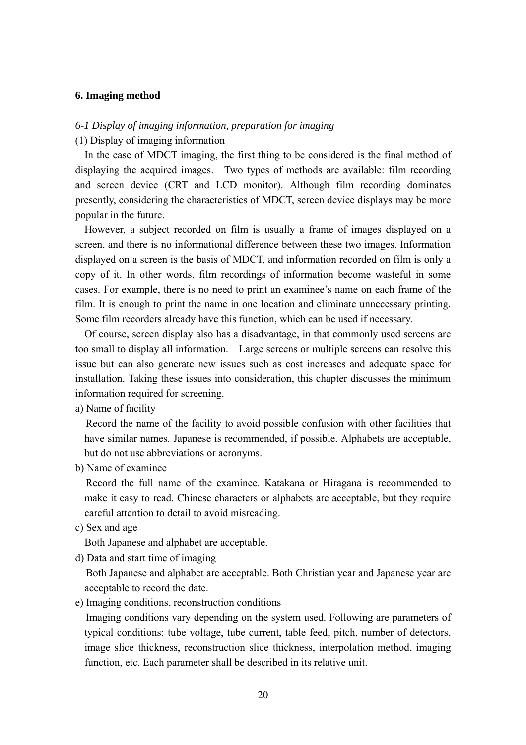## 6. Imaging method

*6-1 Display of imaging information, preparation for imaging*

(1) Display of imaging information

In the case of MDCT imaging, the first thing to be considered is the final method of displaying the acquired images. Two types of methods are available: film recording and screen device (CRT and LCD monitor). Although film recording dominates presently, considering the characteristics of MDCT, screen device displays may be more popular in the future.

However, a subject recorded on film is usually a frame of images displayed on a screen, and there is no informational difference between these two images. Information displayed on a screen is the basis of MDCT, and information recorded on film is only a copy of it. In other words, film recordings of information become wasteful in some cases. For example, there is no need to print an examinee's name on each frame of the film. It is enough to print the name in one location and eliminate unnecessary printing. Some film recorders already have this function, which can be used if necessary.

Of course, screen display also has a disadvantage, in that commonly used screens are too small to display all information. Large screens or multiple screens can resolve this issue but can also generate new issues such as cost increases and adequate space for installation. Taking these issues into consideration, this chapter discusses the minimum information required for screening.

a) Name of facility

Record the name of the facility to avoid possible confusion with other facilities that have similar names. Japanese is recommended, if possible. Alphabets are acceptable, but do not use abbreviations or acronyms.

b) Name of examinee

Record the full name of the examinee. Katakana or Hiragana is recommended to make it easy to read. Chinese characters or alphabets are acceptable, but they require careful attention to detail to avoid misreading.

c) Sex and age

Both Japanese and alphabet are acceptable.

d) Data and start time of imaging

Both Japanese and alphabet are acceptable. Both Christian year and Japanese year are acceptable to record the date.

e) Imaging conditions, reconstruction conditions

Imaging conditions vary depending on the system used. Following are parameters of typical conditions: tube voltage, tube current, table feed, pitch, number of detectors, image slice thickness, reconstruction slice thickness, interpolation method, imaging function, etc. Each parameter shall be described in its relative unit.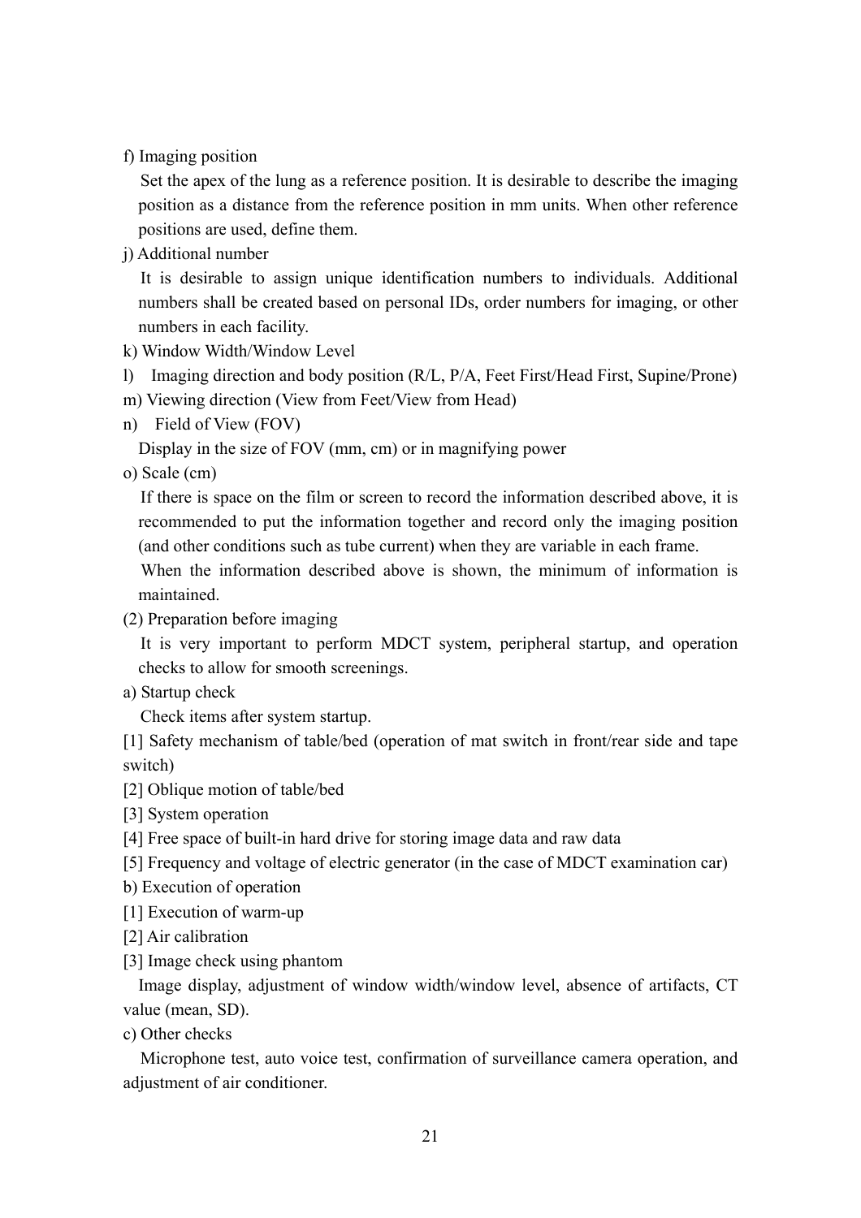f) Imaging position

Set the apex of the lung as a reference position. It is desirable to describe the imaging position as a distance from the reference position in mm units. When other reference positions are used, define them.

j) Additional number

It is desirable to assign unique identification numbers to individuals. Additional numbers shall be created based on personal IDs, order numbers for imaging, or other numbers in each facility.

k) Window Width/Window Level

l) Imaging direction and body position (R/L, P/A, Feet First/Head First, Supine/Prone)

m) Viewing direction (View from Feet/View from Head)

n) Field of View (FOV)

Display in the size of FOV (mm, cm) or in magnifying power

o) Scale (cm)

If there is space on the film or screen to record the information described above, it is recommended to put the information together and record only the imaging position (and other conditions such as tube current) when they are variable in each frame.

When the information described above is shown, the minimum of information is maintained.

(2) Preparation before imaging

It is very important to perform MDCT system, peripheral startup, and operation checks to allow for smooth screenings.

a) Startup check

Check items after system startup.

[1] Safety mechanism of table/bed (operation of mat switch in front/rear side and tape switch)

[2] Oblique motion of table/bed

[3] System operation

[4] Free space of built-in hard drive for storing image data and raw data

[5] Frequency and voltage of electric generator (in the case of MDCT examination car)

b) Execution of operation

[1] Execution of warm-up

[2] Air calibration

[3] Image check using phantom

Image display, adjustment of window width/window level, absence of artifacts, CT value (mean, SD).

c) Other checks

Microphone test, auto voice test, confirmation of surveillance camera operation, and adjustment of air conditioner.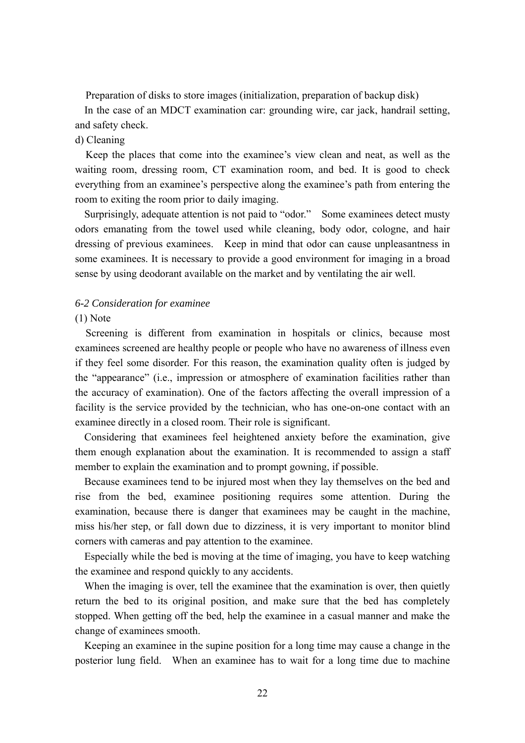Preparation of disks to store images (initialization, preparation of backup disk)

In the case of an MDCT examination car: grounding wire, car jack, handrail setting, and safety check.

d) Cleaning

Keep the places that come into the examinee's view clean and neat, as well as the waiting room, dressing room, CT examination room, and bed. It is good to check everything from an examinee's perspective along the examinee's path from entering the room to exiting the room prior to daily imaging.

Surprisingly, adequate attention is not paid to "odor." Some examinees detect musty odors emanating from the towel used while cleaning, body odor, cologne, and hair dressing of previous examinees. Keep in mind that odor can cause unpleasantness in some examinees. It is necessary to provide a good environment for imaging in a broad sense by using deodorant available on the market and by ventilating the air well.

*6-2 Consideration for examinee*

(1) Note

Screening is different from examination in hospitals or clinics, because most examinees screened are healthy people or people who have no awareness of illness even if they feel some disorder. For this reason, the examination quality often is judged by the "appearance" (i.e., impression or atmosphere of examination facilities rather than the accuracy of examination). One of the factors affecting the overall impression of a facility is the service provided by the technician, who has one-on-one contact with an examinee directly in a closed room. Their role is significant.

Considering that examinees feel heightened anxiety before the examination, give them enough explanation about the examination. It is recommended to assign a staff member to explain the examination and to prompt gowning, if possible.

Because examinees tend to be injured most when they lay themselves on the bed and rise from the bed, examinee positioning requires some attention. During the examination, because there is danger that examinees may be caught in the machine, miss his/her step, or fall down due to dizziness, it is very important to monitor blind corners with cameras and pay attention to the examinee.

Especially while the bed is moving at the time of imaging, you have to keep watching the examinee and respond quickly to any accidents.

When the imaging is over, tell the examinee that the examination is over, then quietly return the bed to its original position, and make sure that the bed has completely stopped. When getting off the bed, help the examinee in a casual manner and make the change of examinees smooth.

Keeping an examinee in the supine position for a long time may cause a change in the posterior lung field. When an examinee has to wait for a long time due to machine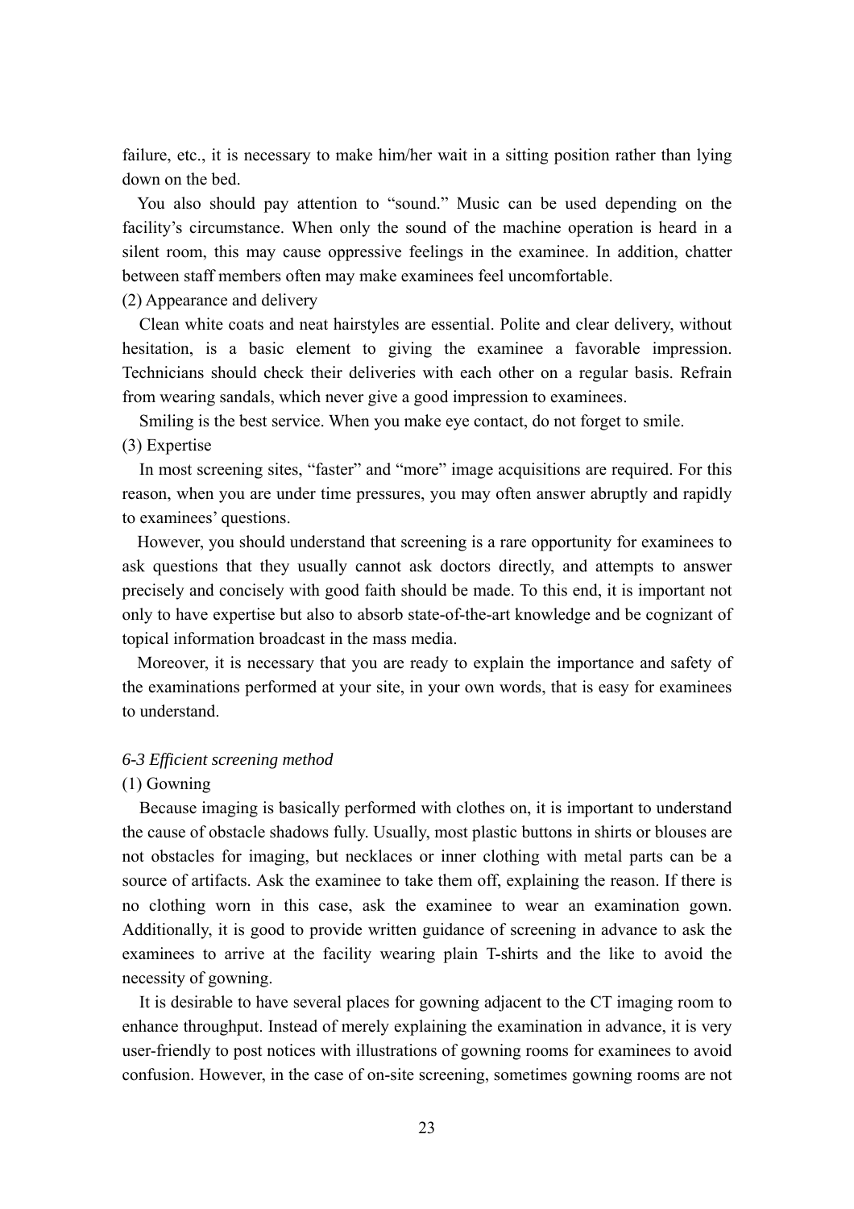failure, etc., it is necessary to make him/her wait in a sitting position rather than lying down on the bed.

You also should pay attention to "sound." Music can be used depending on the facility's circumstance. When only the sound of the machine operation is heard in a silent room, this may cause oppressive feelings in the examinee. In addition, chatter between staff members often may make examinees feel uncomfortable.

(2) Appearance and delivery

Clean white coats and neat hairstyles are essential. Polite and clear delivery, without hesitation, is a basic element to giving the examinee a favorable impression. Technicians should check their deliveries with each other on a regular basis. Refrain from wearing sandals, which never give a good impression to examinees.

Smiling is the best service. When you make eye contact, do not forget to smile.

(3) Expertise

In most screening sites, "faster" and "more" image acquisitions are required. For this reason, when you are under time pressures, you may often answer abruptly and rapidly to examinees' questions.

However, you should understand that screening is a rare opportunity for examinees to ask questions that they usually cannot ask doctors directly, and attempts to answer precisely and concisely with good faith should be made. To this end, it is important not only to have expertise but also to absorb state-of-the-art knowledge and be cognizant of topical information broadcast in the mass media.

Moreover, it is necessary that you are ready to explain the importance and safety of the examinations performed at your site, in your own words, that is easy for examinees to understand.

*6-3 Efficient screening method*

(1) Gowning

Because imaging is basically performed with clothes on, it is important to understand the cause of obstacle shadows fully. Usually, most plastic buttons in shirts or blouses are not obstacles for imaging, but necklaces or inner clothing with metal parts can be a source of artifacts. Ask the examinee to take them off, explaining the reason. If there is no clothing worn in this case, ask the examinee to wear an examination gown. Additionally, it is good to provide written guidance of screening in advance to ask the examinees to arrive at the facility wearing plain T-shirts and the like to avoid the necessity of gowning.

It is desirable to have several places for gowning adjacent to the CT imaging room to enhance throughput. Instead of merely explaining the examination in advance, it is very user-friendly to post notices with illustrations of gowning rooms for examinees to avoid confusion. However, in the case of on-site screening, sometimes gowning rooms are not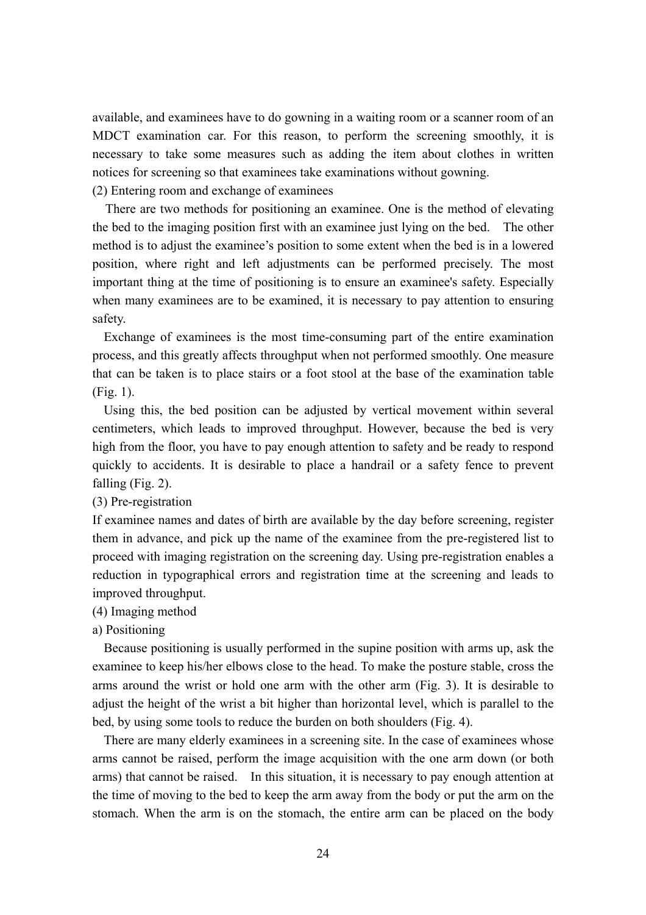available, and examinees have to do gowning in a waiting room or a scanner room of an MDCT examination car. For this reason, to perform the screening smoothly, it is necessary to take some measures such as adding the item about clothes in written notices for screening so that examinees take examinations without gowning.

(2) Entering room and exchange of examinees

There are two methods for positioning an examinee. One is the method of elevating the bed to the imaging position first with an examinee just lying on the bed. The other method is to adjust the examinee's position to some extent when the bed is in a lowered position, where right and left adjustments can be performed precisely. The most important thing at the time of positioning is to ensure an examinee's safety. Especially when many examinees are to be examined, it is necessary to pay attention to ensuring safety.

Exchange of examinees is the most time-consuming part of the entire examination process, and this greatly affects throughput when not performed smoothly. One measure that can be taken is to place stairs or a foot stool at the base of the examination table (Fig. 1).

Using this, the bed position can be adjusted by vertical movement within several centimeters, which leads to improved throughput. However, because the bed is very high from the floor, you have to pay enough attention to safety and be ready to respond quickly to accidents. It is desirable to place a handrail or a safety fence to prevent falling (Fig. 2).

(3) Pre-registration

If examinee names and dates of birth are available by the day before screening, register them in advance, and pick up the name of the examinee from the pre-registered list to proceed with imaging registration on the screening day. Using pre-registration enables a reduction in typographical errors and registration time at the screening and leads to improved throughput.

(4) Imaging method

a) Positioning

Because positioning is usually performed in the supine position with arms up, ask the examinee to keep his/her elbows close to the head. To make the posture stable, cross the arms around the wrist or hold one arm with the other arm (Fig. 3). It is desirable to adjust the height of the wrist a bit higher than horizontal level, which is parallel to the bed, by using some tools to reduce the burden on both shoulders (Fig. 4).

There are many elderly examinees in a screening site. In the case of examinees whose arms cannot be raised, perform the image acquisition with the one arm down (or both arms) that cannot be raised. In this situation, it is necessary to pay enough attention at the time of moving to the bed to keep the arm away from the body or put the arm on the stomach. When the arm is on the stomach, the entire arm can be placed on the body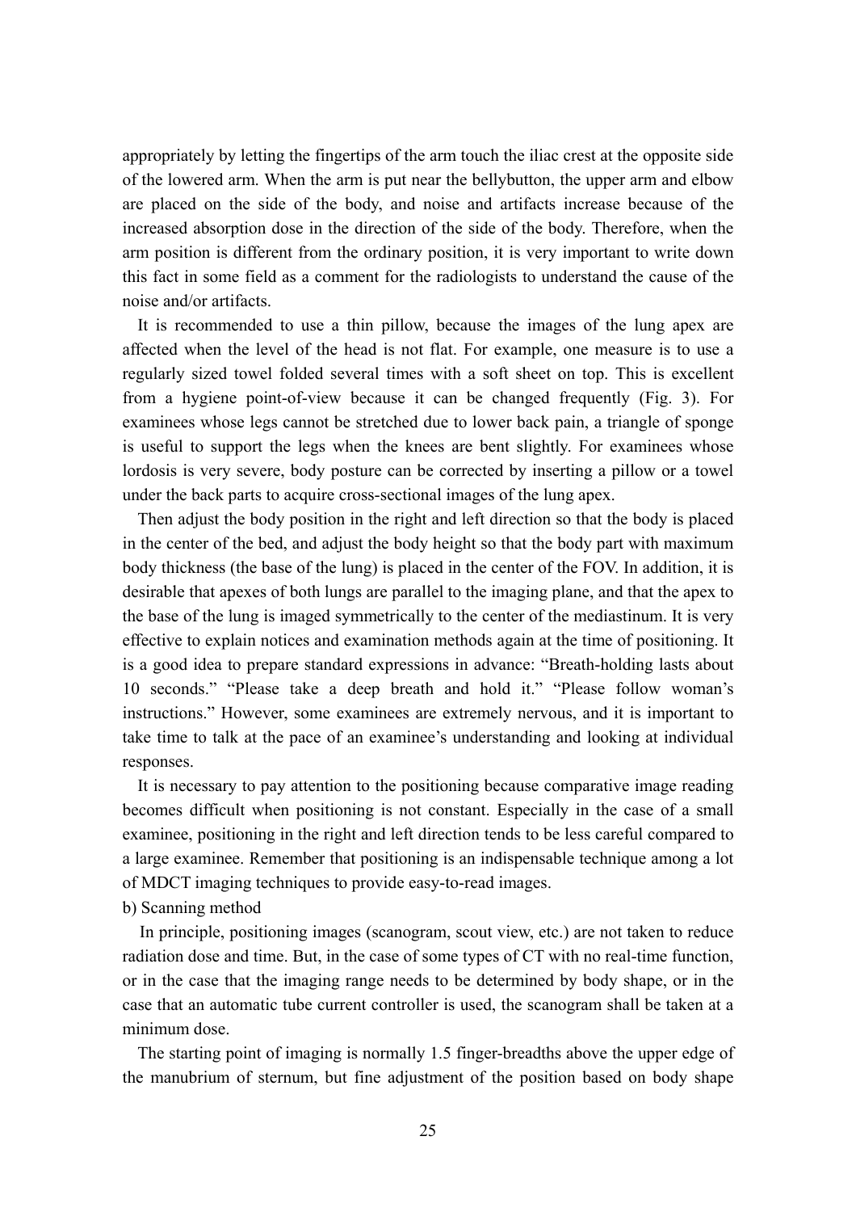appropriately by letting the fingertips of the arm touch the iliac crest at the opposite side of the lowered arm. When the arm is put near the bellybutton, the upper arm and elbow are placed on the side of the body, and noise and artifacts increase because of the increased absorption dose in the direction of the side of the body. Therefore, when the arm position is different from the ordinary position, it is very important to write down this fact in some field as a comment for the radiologists to understand the cause of the noise and/or artifacts.

It is recommended to use a thin pillow, because the images of the lung apex are affected when the level of the head is not flat. For example, one measure is to use a regularly sized towel folded several times with a soft sheet on top. This is excellent from a hygiene point-of-view because it can be changed frequently (Fig. 3). For examinees whose legs cannot be stretched due to lower back pain, a triangle of sponge is useful to support the legs when the knees are bent slightly. For examinees whose lordosis is very severe, body posture can be corrected by inserting a pillow or a towel under the back parts to acquire cross-sectional images of the lung apex.

Then adjust the body position in the right and left direction so that the body is placed in the center of the bed, and adjust the body height so that the body part with maximum body thickness (the base of the lung) is placed in the center of the FOV. In addition, it is desirable that apexes of both lungs are parallel to the imaging plane, and that the apex to the base of the lung is imaged symmetrically to the center of the mediastinum. It is very effective to explain notices and examination methods again at the time of positioning. It is a good idea to prepare standard expressions in advance: "Breath-holding lasts about 10 seconds." "Please take a deep breath and hold it." "Please follow woman's instructions." However, some examinees are extremely nervous, and it is important to take time to talk at the pace of an examinee's understanding and looking at individual responses.

It is necessary to pay attention to the positioning because comparative image reading becomes difficult when positioning is not constant. Especially in the case of a small examinee, positioning in the right and left direction tends to be less careful compared to a large examinee. Remember that positioning is an indispensable technique among a lot of MDCT imaging techniques to provide easy-to-read images.

b) Scanning method

In principle, positioning images (scanogram, scout view, etc.) are not taken to reduce radiation dose and time. But, in the case of some types of CT with no real-time function, or in the case that the imaging range needs to be determined by body shape, or in the case that an automatic tube current controller is used, the scanogram shall be taken at a minimum dose.

The starting point of imaging is normally 1.5 finger-breadths above the upper edge of the manubrium of sternum, but fine adjustment of the position based on body shape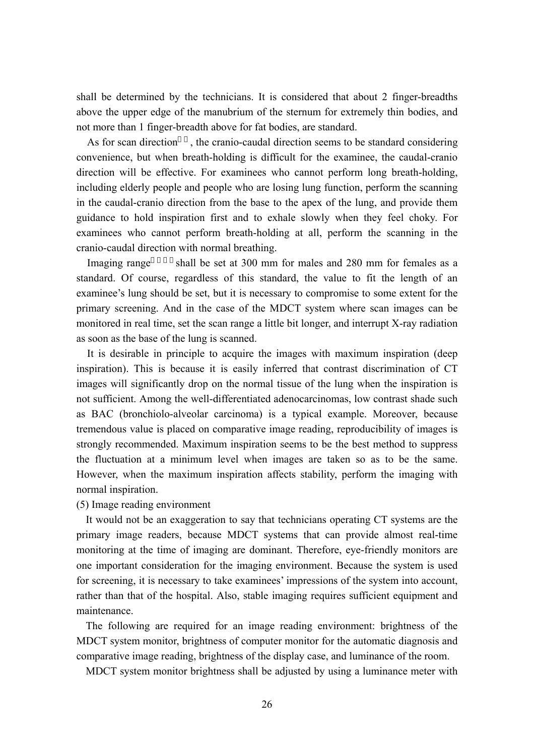shall be determined by the technicians. It is considered that about 2 finger-breadths above the upper edge of the manubrium of the sternum for extremely thin bodies, and not more than 1 finger-breadth above for fat bodies, are standard.

As for scan direction, the cranio-caudal direction seems to be standard considering convenience, but when breath-holding is difficult for the examinee, the caudal-cranio direction will be effective. For examinees who cannot perform long breath-holding, including elderly people and people who are losing lung function, perform the scanning in the caudal-cranio direction from the base to the apex of the lung, and provide them guidance to hold inspiration first and to exhale slowly when they feel choky. For examinees who cannot perform breath-holding at all, perform the scanning in the cranio-caudal direction with normal breathing.

Imaging range shall be set at 300 mm for males and 280 mm for females as a standard. Of course, regardless of this standard, the value to fit the length of an examinee's lung should be set, but it is necessary to compromise to some extent for the primary screening. And in the case of the MDCT system where scan images can be monitored in real time, set the scan range a little bit longer, and interrupt X-ray radiation as soon as the base of the lung is scanned.

It is desirable in principle to acquire the images with maximum inspiration (deep inspiration). This is because it is easily inferred that contrast discrimination of CT images will significantly drop on the normal tissue of the lung when the inspiration is not sufficient. Among the well-differentiated adenocarcinomas, low contrast shade such as BAC (bronchiolo-alveolar carcinoma) is a typical example. Moreover, because tremendous value is placed on comparative image reading, reproducibility of images is strongly recommended. Maximum inspiration seems to be the best method to suppress the fluctuation at a minimum level when images are taken so as to be the same. However, when the maximum inspiration affects stability, perform the imaging with normal inspiration.

(5) Image reading environment

It would not be an exaggeration to say that technicians operating CT systems are the primary image readers, because MDCT systems that can provide almost real-time monitoring at the time of imaging are dominant. Therefore, eye-friendly monitors are one important consideration for the imaging environment. Because the system is used for screening, it is necessary to take examinees' impressions of the system into account, rather than that of the hospital. Also, stable imaging requires sufficient equipment and maintenance.

The following are required for an image reading environment: brightness of the MDCT system monitor, brightness of computer monitor for the automatic diagnosis and comparative image reading, brightness of the display case, and luminance of the room.

MDCT system monitor brightness shall be adjusted by using a luminance meter with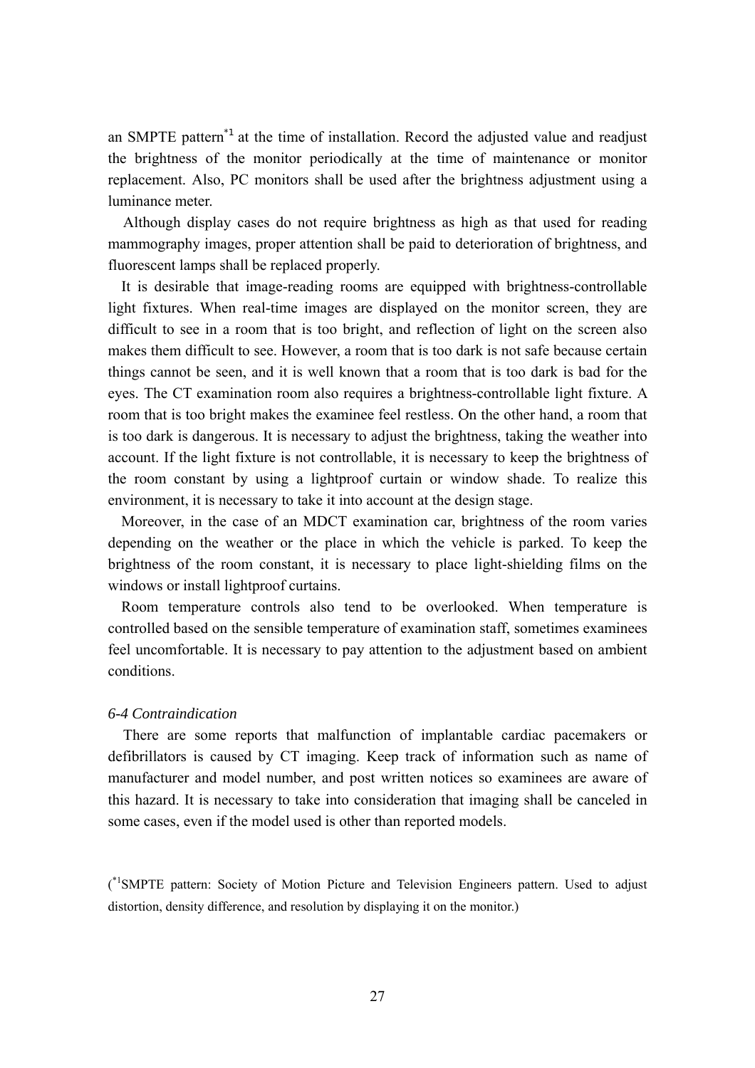an SMPTE pattern[*1] at the time of installation. Record the adjusted value and readjust the brightness of the monitor periodically at the time of maintenance or monitor replacement. Also, PC monitors shall be used after the brightness adjustment using a luminance meter.

Although display cases do not require brightness as high as that used for reading mammography images, proper attention shall be paid to deterioration of brightness, and fluorescent lamps shall be replaced properly.

It is desirable that image-reading rooms are equipped with brightness-controllable light fixtures. When real-time images are displayed on the monitor screen, they are difficult to see in a room that is too bright, and reflection of light on the screen also makes them difficult to see. However, a room that is too dark is not safe because certain things cannot be seen, and it is well known that a room that is too dark is bad for the eyes. The CT examination room also requires a brightness-controllable light fixture. A room that is too bright makes the examinee feel restless. On the other hand, a room that is too dark is dangerous. It is necessary to adjust the brightness, taking the weather into account. If the light fixture is not controllable, it is necessary to keep the brightness of the room constant by using a lightproof curtain or window shade. To realize this environment, it is necessary to take it into account at the design stage.

Moreover, in the case of an MDCT examination car, brightness of the room varies depending on the weather or the place in which the vehicle is parked. To keep the brightness of the room constant, it is necessary to place light-shielding films on the windows or install lightproof curtains.

Room temperature controls also tend to be overlooked. When temperature is controlled based on the sensible temperature of examination staff, sometimes examinees feel uncomfortable. It is necessary to pay attention to the adjustment based on ambient conditions.

*6-4 Contraindication*

There are some reports that malfunction of implantable cardiac pacemakers or defibrillators is caused by CT imaging. Keep track of information such as name of manufacturer and model number, and post written notices so examinees are aware of this hazard. It is necessary to take into consideration that imaging shall be canceled in some cases, even if the model used is other than reported models.

([*1]SMPTE pattern: Society of Motion Picture and Television Engineers pattern. Used to adjust distortion, density difference, and resolution by displaying it on the monitor.)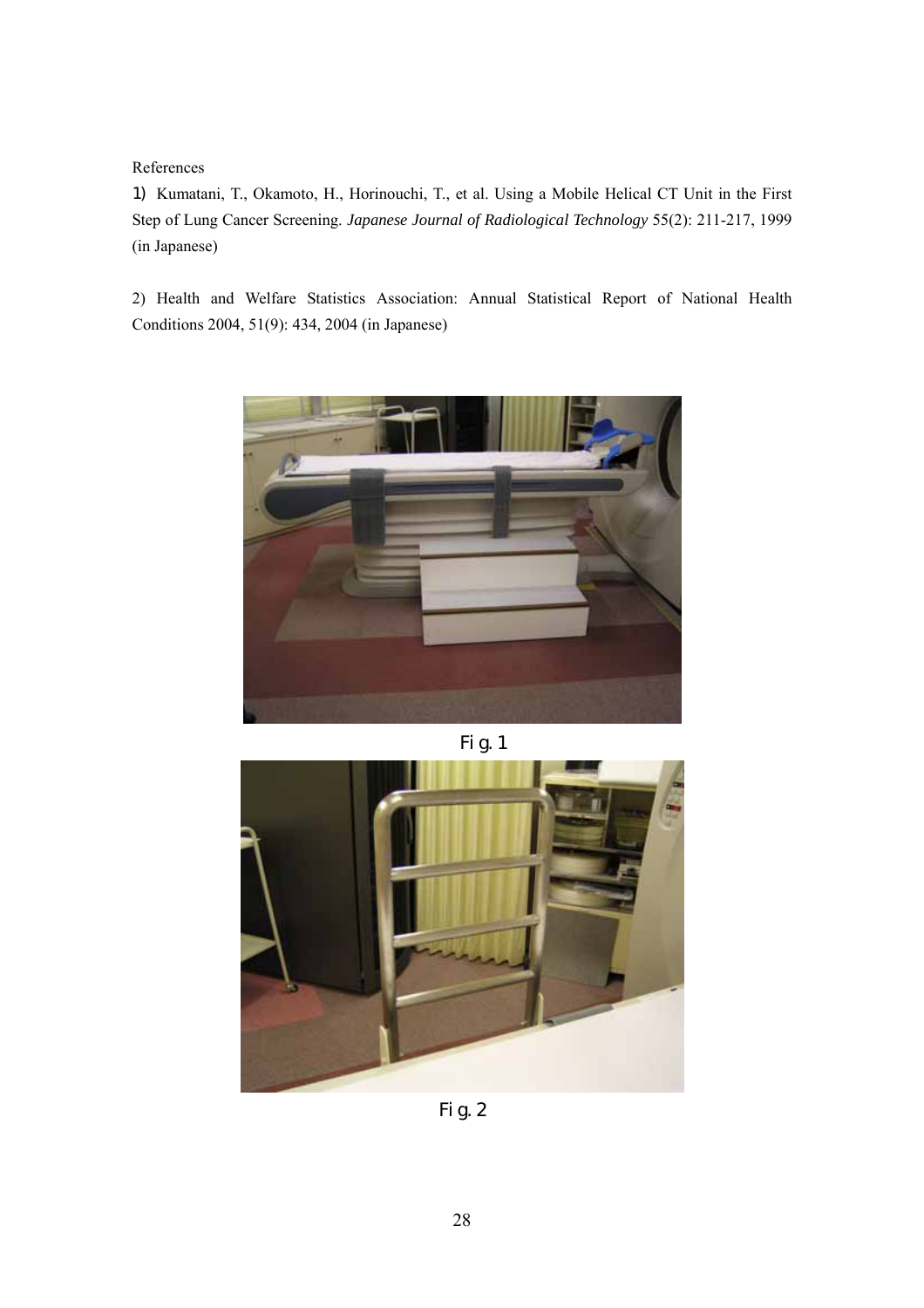References

1) Kumatani, T., Okamoto, H., Horinouchi, T., et al. Using a Mobile Helical CT Unit in the First Step of Lung Cancer Screening. *Japanese Journal of Radiological Technology* 55(2): 211-217, 1999 (in Japanese)

2) Health and Welfare Statistics Association: Annual Statistical Report of National Health Conditions 2004, 51(9): 434, 2004 (in Japanese)

Fig. 1

Fig. 2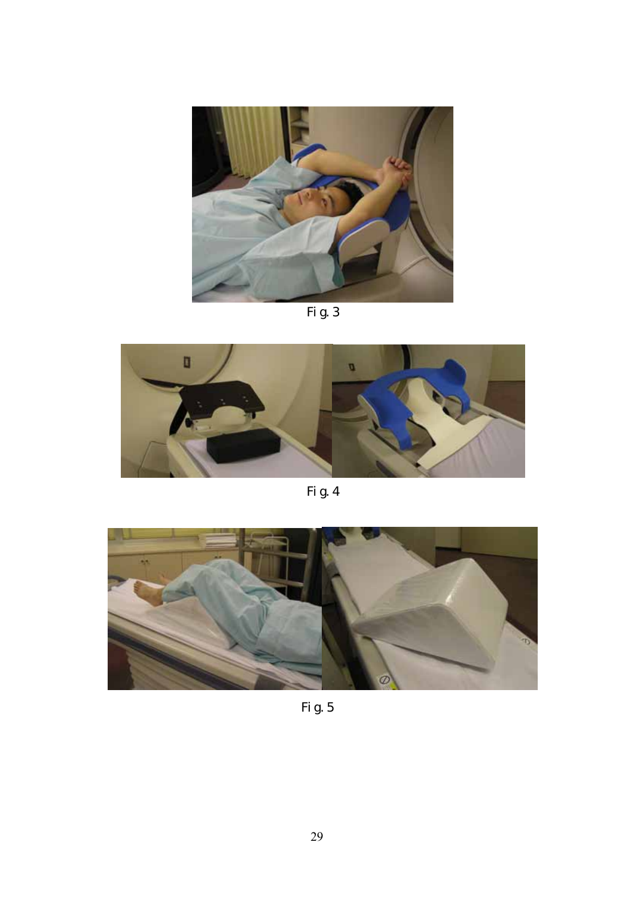Fig. 3

Fig. 4

Fig. 5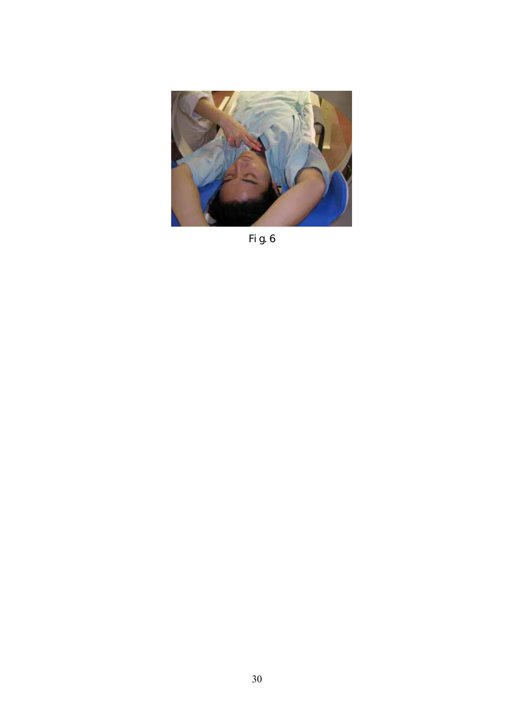Fig. 6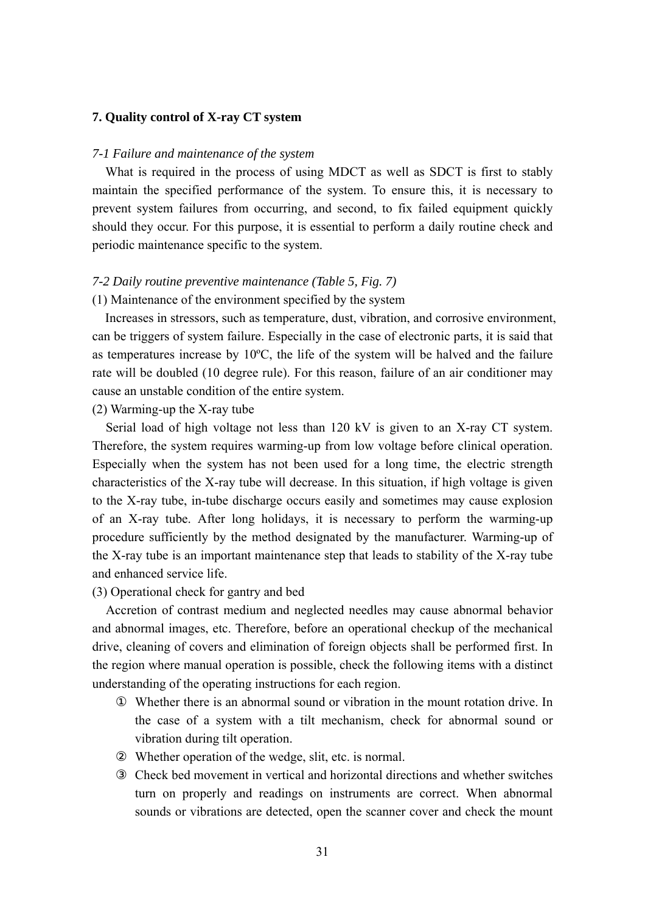## 7. Quality control of X-ray CT system

### *7-1 Failure and maintenance of the system*

What is required in the process of using MDCT as well as SDCT is first to stably maintain the specified performance of the system. To ensure this, it is necessary to prevent system failures from occurring, and second, to fix failed equipment quickly should they occur. For this purpose, it is essential to perform a daily routine check and periodic maintenance specific to the system.

### *7-2 Daily routine preventive maintenance (Table 5, Fig. 7)*

(1) Maintenance of the environment specified by the system

Increases in stressors, such as temperature, dust, vibration, and corrosive environment, can be triggers of system failure. Especially in the case of electronic parts, it is said that as temperatures increase by 10ºC, the life of the system will be halved and the failure rate will be doubled (10 degree rule). For this reason, failure of an air conditioner may cause an unstable condition of the entire system.

(2) Warming-up the X-ray tube

Serial load of high voltage not less than 120 kV is given to an X-ray CT system. Therefore, the system requires warming-up from low voltage before clinical operation. Especially when the system has not been used for a long time, the electric strength characteristics of the X-ray tube will decrease. In this situation, if high voltage is given to the X-ray tube, in-tube discharge occurs easily and sometimes may cause explosion of an X-ray tube. After long holidays, it is necessary to perform the warming-up procedure sufficiently by the method designated by the manufacturer. Warming-up of the X-ray tube is an important maintenance step that leads to stability of the X-ray tube and enhanced service life.

(3) Operational check for gantry and bed

Accretion of contrast medium and neglected needles may cause abnormal behavior and abnormal images, etc. Therefore, before an operational checkup of the mechanical drive, cleaning of covers and elimination of foreign objects shall be performed first. In the region where manual operation is possible, check the following items with a distinct understanding of the operating instructions for each region.

① Whether there is an abnormal sound or vibration in the mount rotation drive. In the case of a system with a tilt mechanism, check for abnormal sound or vibration during tilt operation.

② Whether operation of the wedge, slit, etc. is normal.

③ Check bed movement in vertical and horizontal directions and whether switches turn on properly and readings on instruments are correct. When abnormal sounds or vibrations are detected, open the scanner cover and check the mount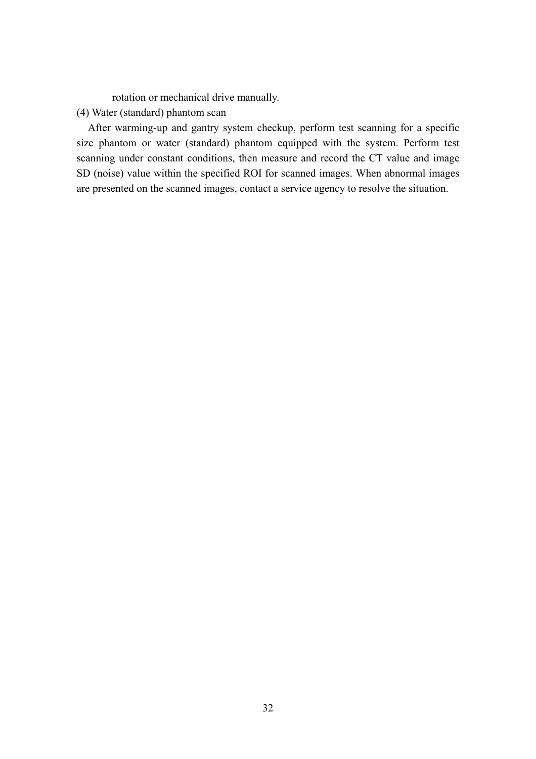rotation or mechanical drive manually.

(4) Water (standard) phantom scan

After warming-up and gantry system checkup, perform test scanning for a specific size phantom or water (standard) phantom equipped with the system. Perform test scanning under constant conditions, then measure and record the CT value and image SD (noise) value within the specified ROI for scanned images. When abnormal images are presented on the scanned images, contact a service agency to resolve the situation.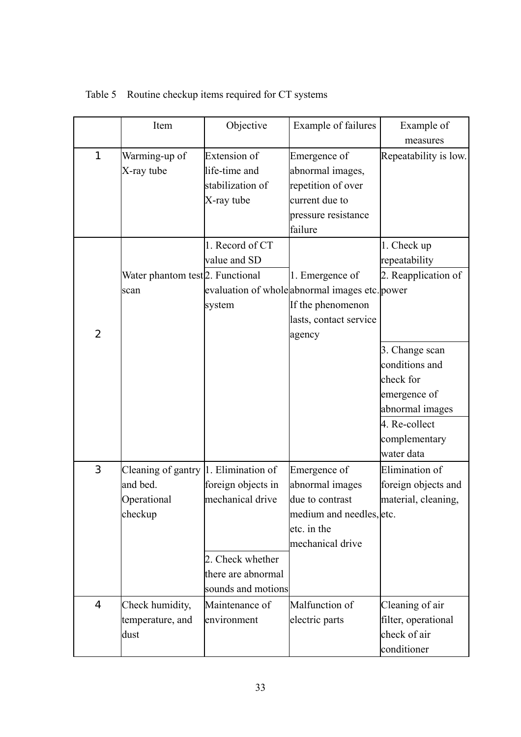Table 5 Routine checkup items required for CT systems

| | Item | Objective | Example of failures | Example of measures |
|---|---|---|---|---|
| 1 | Warming-up of X-ray tube | Extension of life-time and stabilization of X-ray tube | Emergence of abnormal images, repetition of over current due to pressure resistance failure | Repeatability is low. |
| 2 | Water phantom test scan | 1. Record of CT value and SD<br>2. Functional evaluation of whole system | 1. Emergence of abnormal images etc. If the phenomenon lasts, contact service agency | 1. Check up repeatability<br>2. Reapplication of power<br>3. Change scan conditions and check for emergence of abnormal images<br>4. Re-collect complementary water data |
| 3 | Cleaning of gantry and bed. Operational checkup | 1. Elimination of foreign objects in mechanical drive<br>2. Check whether there are abnormal sounds and motions | Emergence of abnormal images due to contrast medium and needles, etc. in the mechanical drive | Elimination of foreign objects and material, cleaning, etc. |
| 4 | Check humidity, temperature, and dust | Maintenance of environment | Malfunction of electric parts | Cleaning of air filter, operational check of air conditioner |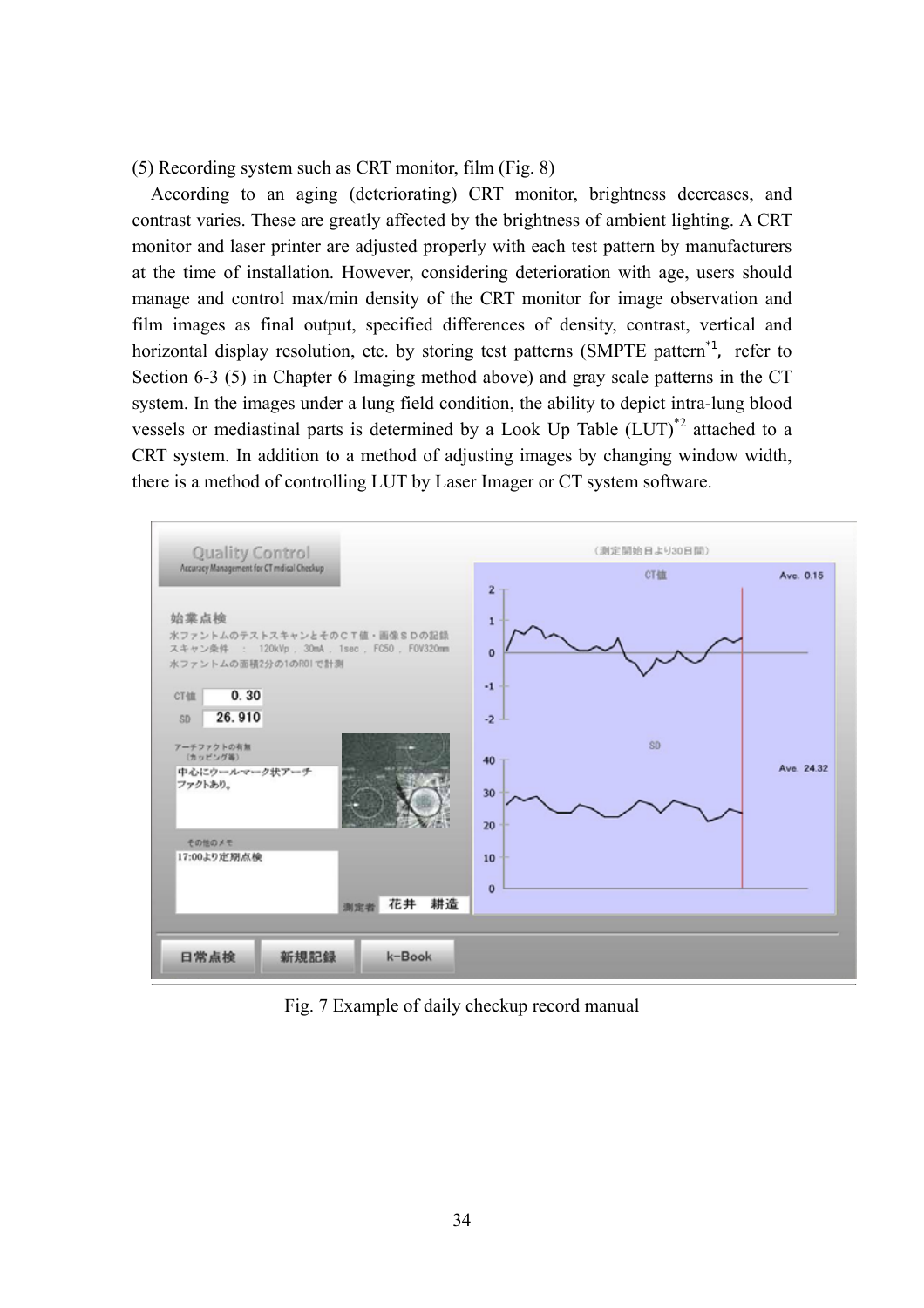(5) Recording system such as CRT monitor, film (Fig. 8)

According to an aging (deteriorating) CRT monitor, brightness decreases, and contrast varies. These are greatly affected by the brightness of ambient lighting. A CRT monitor and laser printer are adjusted properly with each test pattern by manufacturers at the time of installation. However, considering deterioration with age, users should manage and control max/min density of the CRT monitor for image observation and film images as final output, specified differences of density, contrast, vertical and horizontal display resolution, etc. by storing test patterns (SMPTE pattern[*1], refer to Section 6-3 (5) in Chapter 6 Imaging method above) and gray scale patterns in the CT system. In the images under a lung field condition, the ability to depict intra-lung blood vessels or mediastinal parts is determined by a Look Up Table (LUT)[*2] attached to a CRT system. In addition to a method of adjusting images by changing window width, there is a method of controlling LUT by Laser Imager or CT system software.

Fig. 7 Example of daily checkup record manual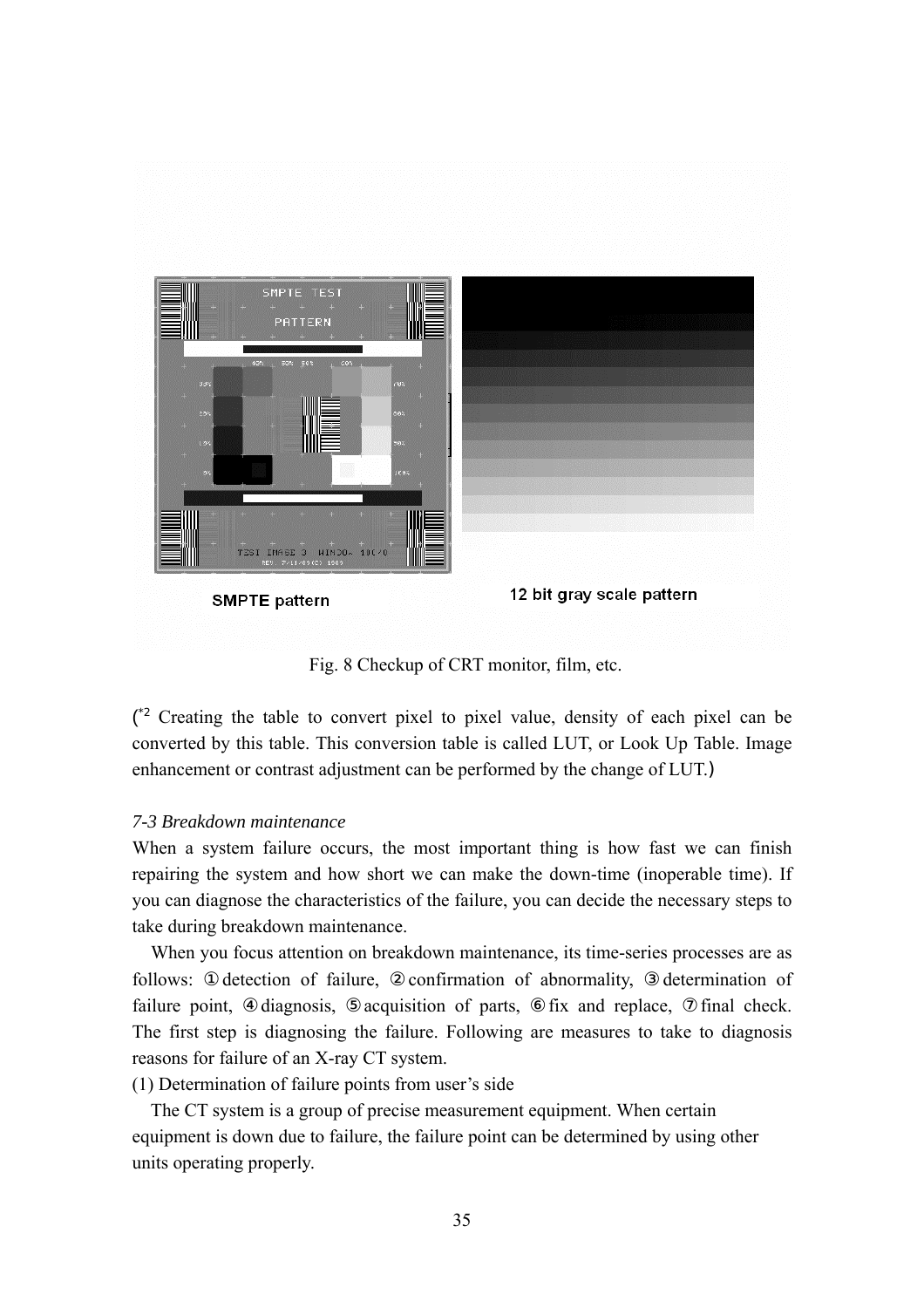SMPTE pattern

12 bit gray scale pattern

Fig. 8 Checkup of CRT monitor, film, etc.

(*2 Creating the table to convert pixel to pixel value, density of each pixel can be converted by this table. This conversion table is called LUT, or Look Up Table. Image enhancement or contrast adjustment can be performed by the change of LUT.)

*7-3 Breakdown maintenance*

When a system failure occurs, the most important thing is how fast we can finish repairing the system and how short we can make the down-time (inoperable time). If you can diagnose the characteristics of the failure, you can decide the necessary steps to take during breakdown maintenance.

When you focus attention on breakdown maintenance, its time-series processes are as follows: ①detection of failure, ②confirmation of abnormality, ③determination of failure point, ④diagnosis, ⑤acquisition of parts, ⑥fix and replace, ⑦final check. The first step is diagnosing the failure. Following are measures to take to diagnosis reasons for failure of an X-ray CT system.

(1) Determination of failure points from user's side

The CT system is a group of precise measurement equipment. When certain equipment is down due to failure, the failure point can be determined by using other units operating properly.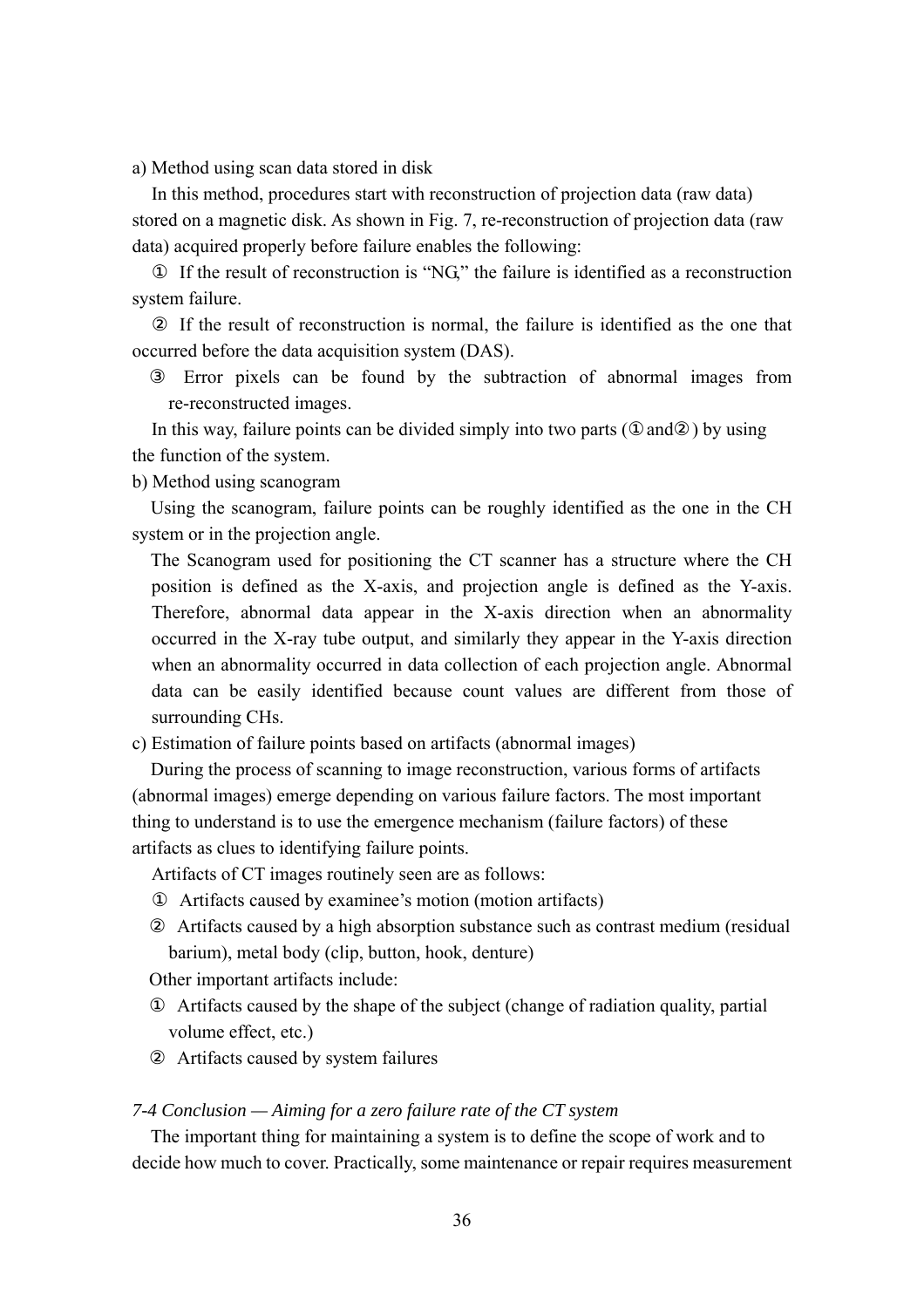a) Method using scan data stored in disk

In this method, procedures start with reconstruction of projection data (raw data) stored on a magnetic disk. As shown in Fig. 7, re-reconstruction of projection data (raw data) acquired properly before failure enables the following:

① If the result of reconstruction is "NG," the failure is identified as a reconstruction system failure.

② If the result of reconstruction is normal, the failure is identified as the one that occurred before the data acquisition system (DAS).

③ Error pixels can be found by the subtraction of abnormal images from re-reconstructed images.

In this way, failure points can be divided simply into two parts (①and②) by using the function of the system.

b) Method using scanogram

Using the scanogram, failure points can be roughly identified as the one in the CH system or in the projection angle.

The Scanogram used for positioning the CT scanner has a structure where the CH position is defined as the X-axis, and projection angle is defined as the Y-axis. Therefore, abnormal data appear in the X-axis direction when an abnormality occurred in the X-ray tube output, and similarly they appear in the Y-axis direction when an abnormality occurred in data collection of each projection angle. Abnormal data can be easily identified because count values are different from those of surrounding CHs.

c) Estimation of failure points based on artifacts (abnormal images)

During the process of scanning to image reconstruction, various forms of artifacts (abnormal images) emerge depending on various failure factors. The most important thing to understand is to use the emergence mechanism (failure factors) of these artifacts as clues to identifying failure points.

Artifacts of CT images routinely seen are as follows:

① Artifacts caused by examinee's motion (motion artifacts)

② Artifacts caused by a high absorption substance such as contrast medium (residual barium), metal body (clip, button, hook, denture)

Other important artifacts include:

① Artifacts caused by the shape of the subject (change of radiation quality, partial volume effect, etc.)

② Artifacts caused by system failures

*7-4 Conclusion — Aiming for a zero failure rate of the CT system*

The important thing for maintaining a system is to define the scope of work and to decide how much to cover. Practically, some maintenance or repair requires measurement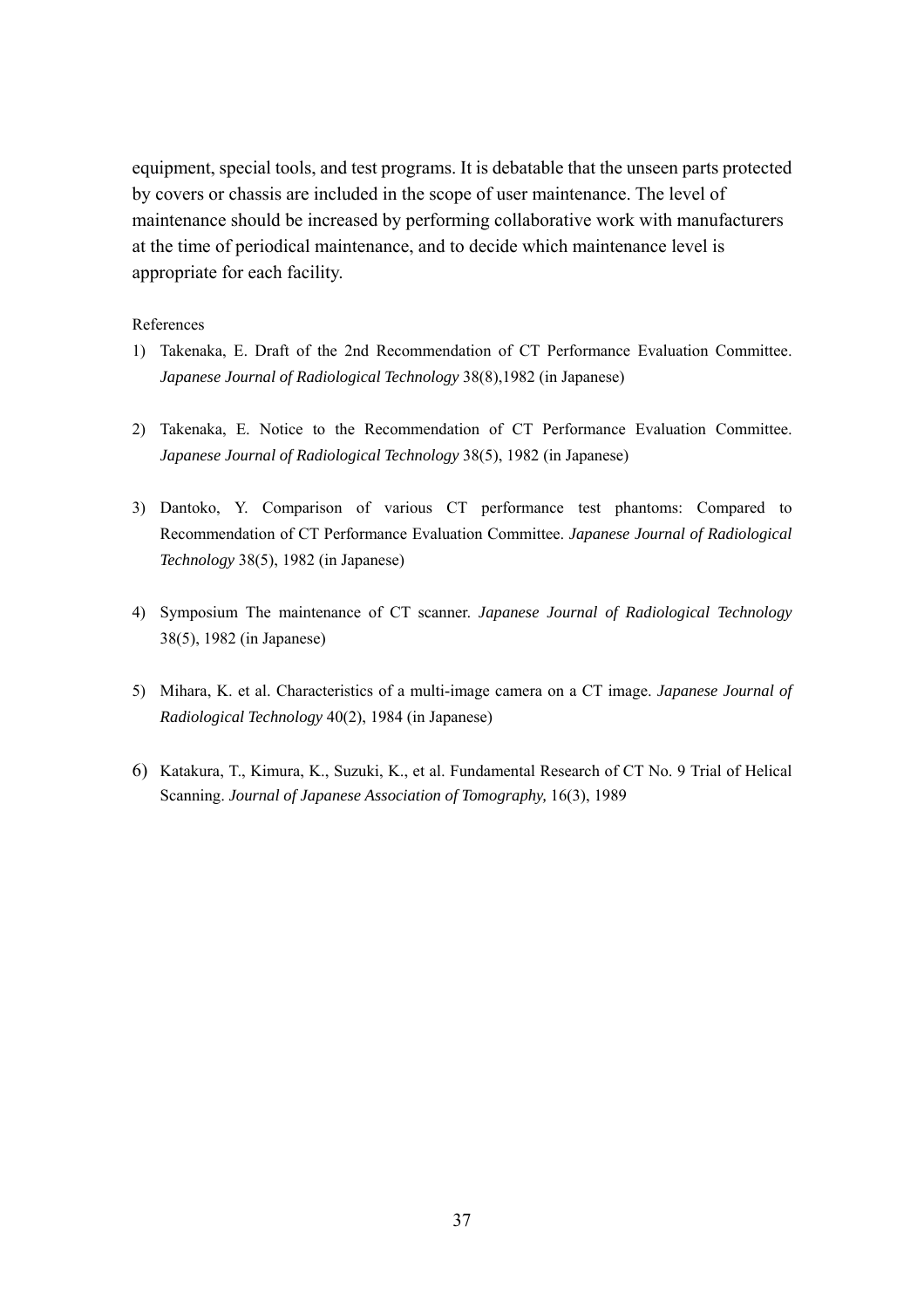equipment, special tools, and test programs. It is debatable that the unseen parts protected by covers or chassis are included in the scope of user maintenance. The level of maintenance should be increased by performing collaborative work with manufacturers at the time of periodical maintenance, and to decide which maintenance level is appropriate for each facility.

References

1) Takenaka, E. Draft of the 2nd Recommendation of CT Performance Evaluation Committee. *Japanese Journal of Radiological Technology* 38(8),1982 (in Japanese)

2) Takenaka, E. Notice to the Recommendation of CT Performance Evaluation Committee. *Japanese Journal of Radiological Technology* 38(5), 1982 (in Japanese)

3) Dantoko, Y. Comparison of various CT performance test phantoms: Compared to Recommendation of CT Performance Evaluation Committee. *Japanese Journal of Radiological Technology* 38(5), 1982 (in Japanese)

4) Symposium The maintenance of CT scanner. *Japanese Journal of Radiological Technology* 38(5), 1982 (in Japanese)

5) Mihara, K. et al. Characteristics of a multi-image camera on a CT image. *Japanese Journal of Radiological Technology* 40(2), 1984 (in Japanese)

6) Katakura, T., Kimura, K., Suzuki, K., et al. Fundamental Research of CT No. 9 Trial of Helical Scanning. *Journal of Japanese Association of Tomography,* 16(3), 1989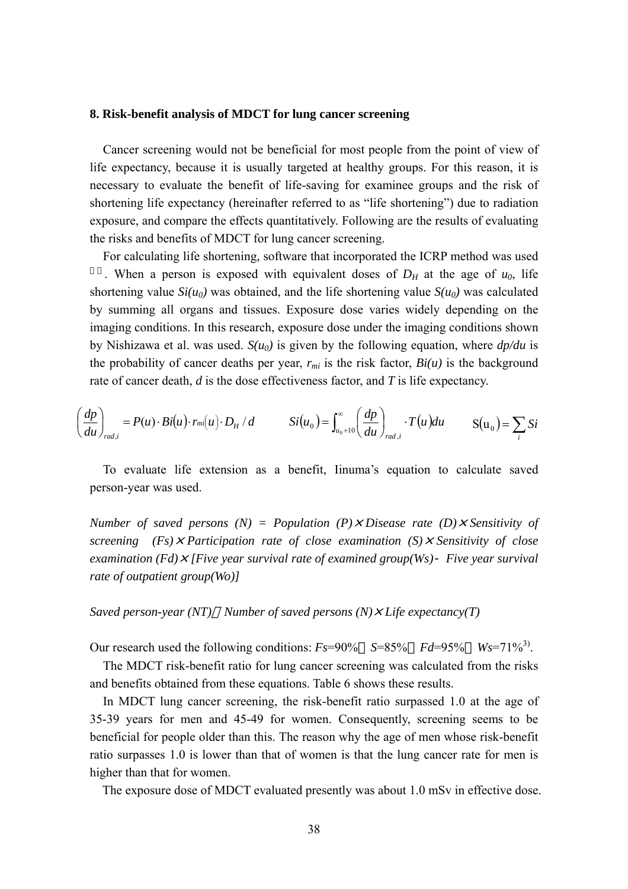### 8. Risk-benefit analysis of MDCT for lung cancer screening

Cancer screening would not be beneficial for most people from the point of view of life expectancy, because it is usually targeted at healthy groups. For this reason, it is necessary to evaluate the benefit of life-saving for examinee groups and the risk of shortening life expectancy (hereinafter referred to as "life shortening") due to radiation exposure, and compare the effects quantitatively. Following are the results of evaluating the risks and benefits of MDCT for lung cancer screening.

For calculating life shortening, software that incorporated the ICRP method was used ）. When a person is exposed with equivalent doses of $D_H$ at the age of $u_0$, life shortening value $Si(u_0)$ was obtained, and the life shortening value $S(u_0)$ was calculated by summing all organs and tissues. Exposure dose varies widely depending on the imaging conditions. In this research, exposure dose under the imaging conditions shown by Nishizawa et al. was used. $S(u_0)$ is given by the following equation, where $dp/du$ is the probability of cancer deaths per year, $r_{mi}$ is the risk factor, $Bi(u)$ is the background rate of cancer death, $d$ is the dose effectiveness factor, and $T$ is life expectancy.

$$\left(\frac{dp}{du}\right)_{rad,i} = P(u)\cdot Bi(u)\cdot r_{mi}(u)\cdot D_H / d \qquad Si(u_0) = \int_{u_0+10}^{\infty}\left(\frac{dp}{du}\right)_{rad,i}\cdot T(u)du \qquad S(u_0) = \sum_i Si$$

To evaluate life extension as a benefit, Iinuma's equation to calculate saved person-year was used.

*Number of saved persons (N) = Population (P)×Disease rate (D)×Sensitivity of screening (Fs)×Participation rate of close examination (S)×Sensitivity of close examination (Fd)×[Five year survival rate of examined group(Ws)- Five year survival rate of outpatient group(Wo)]*

*Saved person-year (NT)＝Number of saved persons (N)×Life expectancy(T)*

Our research used the following conditions: $Fs$=90%，$S$=85%，$Fd$=95%，$Ws$=71%[3].

The MDCT risk-benefit ratio for lung cancer screening was calculated from the risks and benefits obtained from these equations. Table 6 shows these results.

In MDCT lung cancer screening, the risk-benefit ratio surpassed 1.0 at the age of 35-39 years for men and 45-49 for women. Consequently, screening seems to be beneficial for people older than this. The reason why the age of men whose risk-benefit ratio surpasses 1.0 is lower than that of women is that the lung cancer rate for men is higher than that for women.

The exposure dose of MDCT evaluated presently was about 1.0 mSv in effective dose.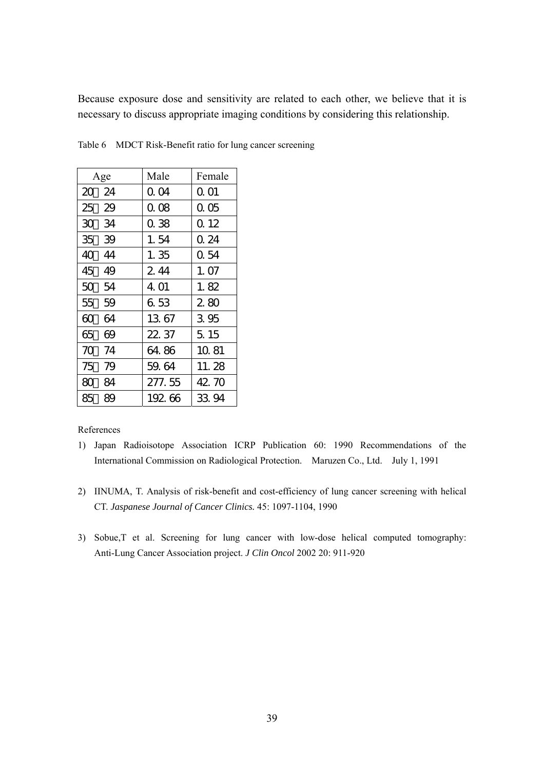Because exposure dose and sensitivity are related to each other, we believe that it is necessary to discuss appropriate imaging conditions by considering this relationship.

Table 6　MDCT Risk-Benefit ratio for lung cancer screening

| Age | Male | Female |
|---|---|---|
| 20～24 | 0.04 | 0.01 |
| 25～29 | 0.08 | 0.05 |
| 30～34 | 0.38 | 0.12 |
| 35～39 | 1.54 | 0.24 |
| 40～44 | 1.35 | 0.54 |
| 45～49 | 2.44 | 1.07 |
| 50～54 | 4.01 | 1.82 |
| 55～59 | 6.53 | 2.80 |
| 60～64 | 13.67 | 3.95 |
| 65～69 | 22.37 | 5.15 |
| 70～74 | 64.86 | 10.81 |
| 75～79 | 59.64 | 11.28 |
| 80～84 | 277.55 | 42.70 |
| 85～89 | 192.66 | 33.94 |

References

1) Japan Radioisotope Association ICRP Publication 60: 1990 Recommendations of the International Commission on Radiological Protection.　Maruzen Co., Ltd.　July 1, 1991

2) IINUMA, T. Analysis of risk-benefit and cost-efficiency of lung cancer screening with helical CT. *Jaspanese Journal of Cancer Clinics.* 45: 1097-1104, 1990

3) Sobue,T et al. Screening for lung cancer with low-dose helical computed tomography: Anti-Lung Cancer Association project. *J Clin Oncol* 2002 20: 911-920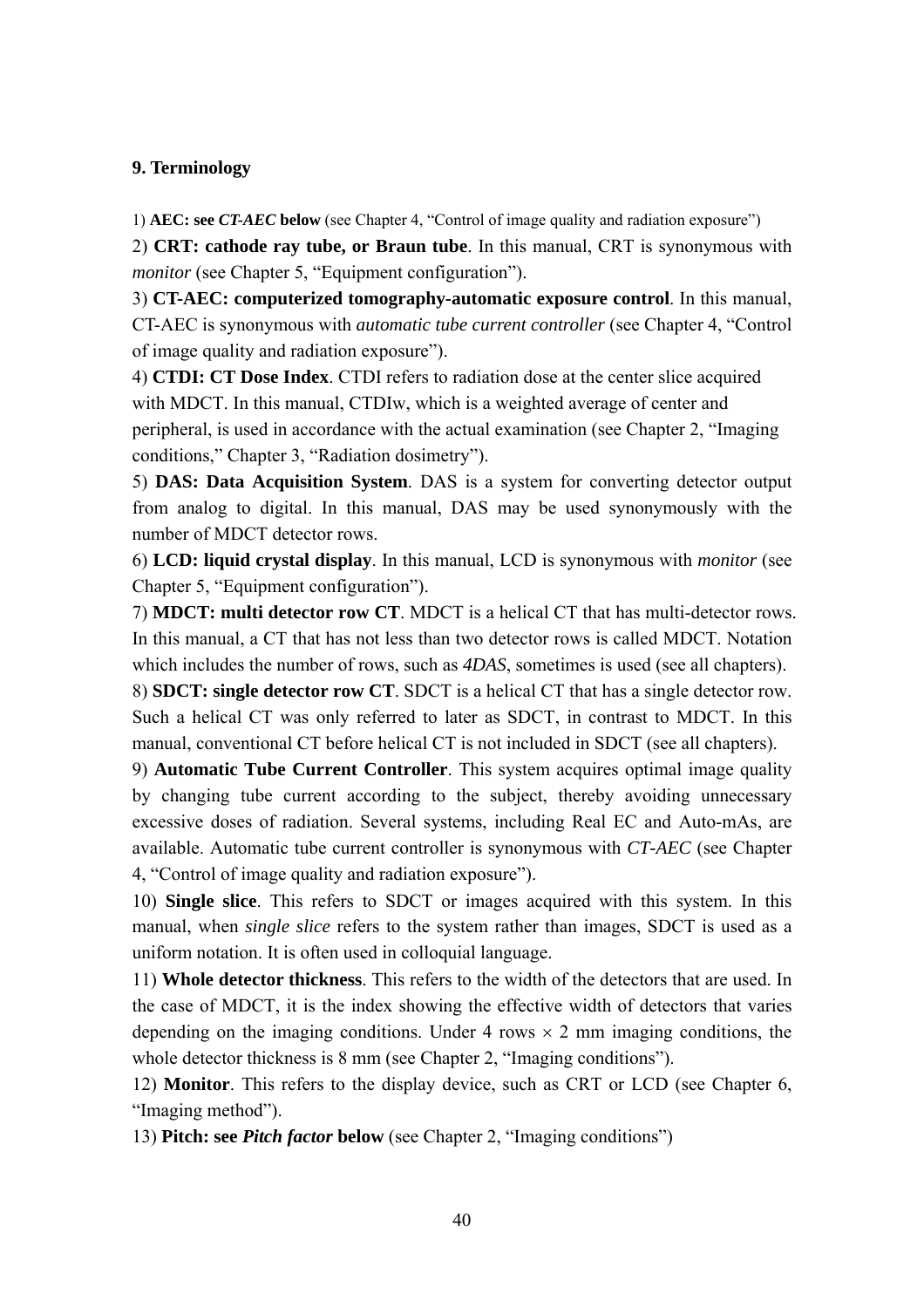## 9. Terminology

1) **AEC: see *CT-AEC* below** (see Chapter 4, "Control of image quality and radiation exposure")

2) **CRT: cathode ray tube, or Braun tube**. In this manual, CRT is synonymous with *monitor* (see Chapter 5, "Equipment configuration").

3) **CT-AEC: computerized tomography-automatic exposure control**. In this manual, CT-AEC is synonymous with *automatic tube current controller* (see Chapter 4, "Control of image quality and radiation exposure").

4) **CTDI: CT Dose Index**. CTDI refers to radiation dose at the center slice acquired with MDCT. In this manual, CTDIw, which is a weighted average of center and peripheral, is used in accordance with the actual examination (see Chapter 2, "Imaging conditions," Chapter 3, "Radiation dosimetry").

5) **DAS: Data Acquisition System**. DAS is a system for converting detector output from analog to digital. In this manual, DAS may be used synonymously with the number of MDCT detector rows.

6) **LCD: liquid crystal display**. In this manual, LCD is synonymous with *monitor* (see Chapter 5, "Equipment configuration").

7) **MDCT: multi detector row CT**. MDCT is a helical CT that has multi-detector rows. In this manual, a CT that has not less than two detector rows is called MDCT. Notation which includes the number of rows, such as *4DAS*, sometimes is used (see all chapters).

8) **SDCT: single detector row CT**. SDCT is a helical CT that has a single detector row. Such a helical CT was only referred to later as SDCT, in contrast to MDCT. In this manual, conventional CT before helical CT is not included in SDCT (see all chapters).

9) **Automatic Tube Current Controller**. This system acquires optimal image quality by changing tube current according to the subject, thereby avoiding unnecessary excessive doses of radiation. Several systems, including Real EC and Auto-mAs, are available. Automatic tube current controller is synonymous with *CT-AEC* (see Chapter 4, "Control of image quality and radiation exposure").

10) **Single slice**. This refers to SDCT or images acquired with this system. In this manual, when *single slice* refers to the system rather than images, SDCT is used as a uniform notation. It is often used in colloquial language.

11) **Whole detector thickness**. This refers to the width of the detectors that are used. In the case of MDCT, it is the index showing the effective width of detectors that varies depending on the imaging conditions. Under 4 rows $\times$ 2 mm imaging conditions, the whole detector thickness is 8 mm (see Chapter 2, "Imaging conditions").

12) **Monitor**. This refers to the display device, such as CRT or LCD (see Chapter 6, "Imaging method").

13) **Pitch: see *Pitch factor* below** (see Chapter 2, "Imaging conditions")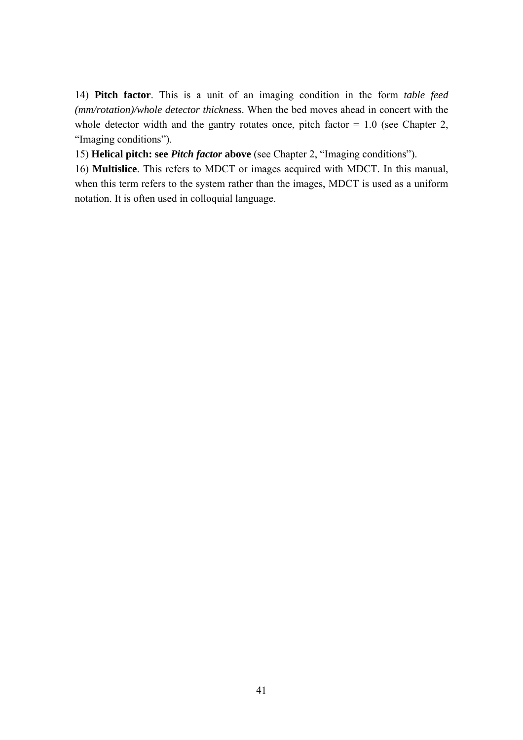14) **Pitch factor**. This is a unit of an imaging condition in the form *table feed (mm/rotation)/whole detector thickness*. When the bed moves ahead in concert with the whole detector width and the gantry rotates once, pitch factor = 1.0 (see Chapter 2, “Imaging conditions”).

15) **Helical pitch: see *Pitch factor* above** (see Chapter 2, “Imaging conditions”).

16) **Multislice**. This refers to MDCT or images acquired with MDCT. In this manual, when this term refers to the system rather than the images, MDCT is used as a uniform notation. It is often used in colloquial language.